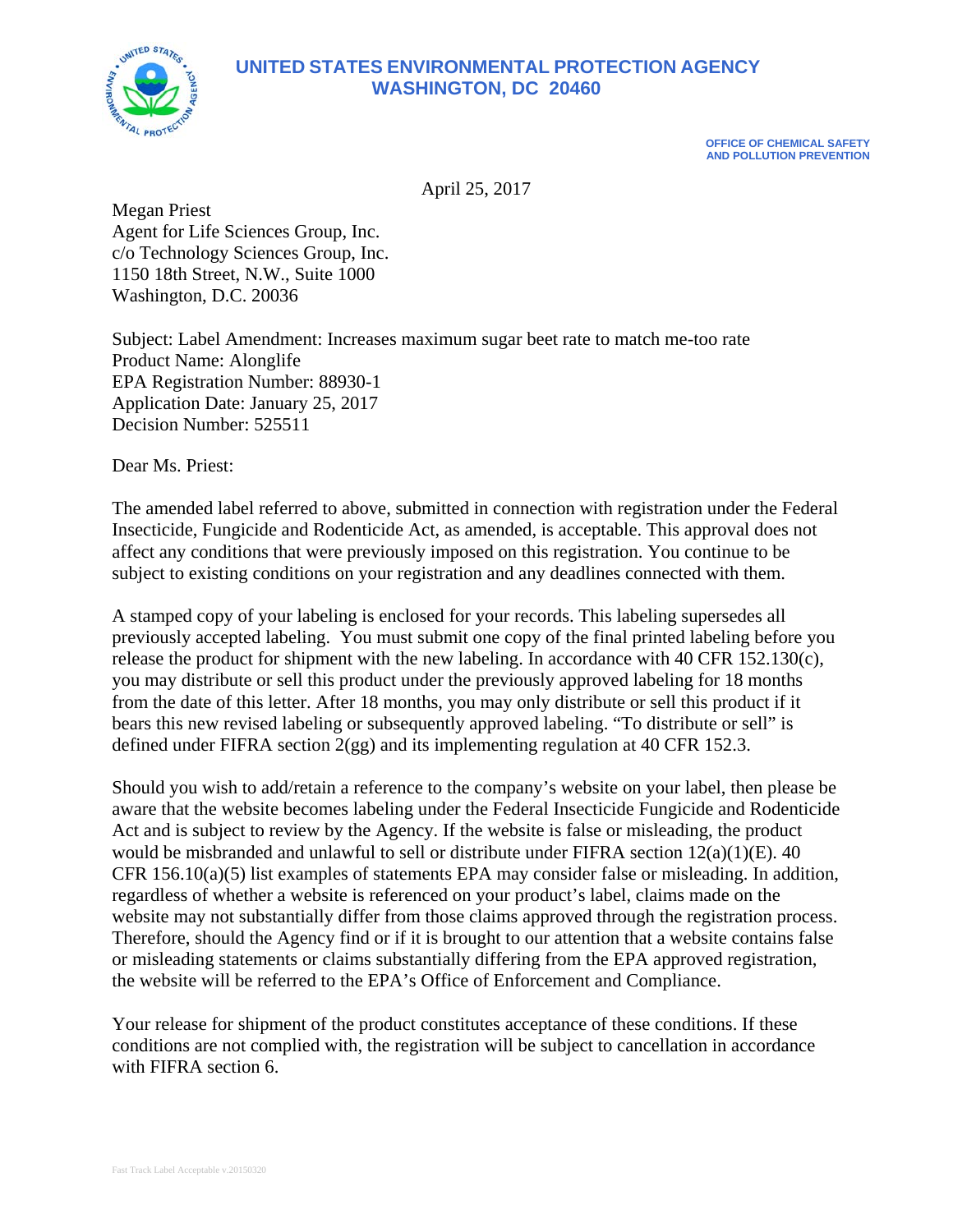# UNITED STATES ENVIRONMENTAL PROTECTION AGENCY
## WASHINGTON, DC 20460

**OFFICE OF CHEMICAL SAFETY AND POLLUTION PREVENTION**

April 25, 2017

Megan Priest
Agent for Life Sciences Group, Inc.
c/o Technology Sciences Group, Inc.
1150 18th Street, N.W., Suite 1000
Washington, D.C. 20036

Subject: Label Amendment: Increases maximum sugar beet rate to match me-too rate
Product Name: Alonglife
EPA Registration Number: 88930-1
Application Date: January 25, 2017
Decision Number: 525511

Dear Ms. Priest:

The amended label referred to above, submitted in connection with registration under the Federal Insecticide, Fungicide and Rodenticide Act, as amended, is acceptable. This approval does not affect any conditions that were previously imposed on this registration. You continue to be subject to existing conditions on your registration and any deadlines connected with them.

A stamped copy of your labeling is enclosed for your records. This labeling supersedes all previously accepted labeling. You must submit one copy of the final printed labeling before you release the product for shipment with the new labeling. In accordance with 40 CFR 152.130(c), you may distribute or sell this product under the previously approved labeling for 18 months from the date of this letter. After 18 months, you may only distribute or sell this product if it bears this new revised labeling or subsequently approved labeling. "To distribute or sell" is defined under FIFRA section 2(gg) and its implementing regulation at 40 CFR 152.3.

Should you wish to add/retain a reference to the company's website on your label, then please be aware that the website becomes labeling under the Federal Insecticide Fungicide and Rodenticide Act and is subject to review by the Agency. If the website is false or misleading, the product would be misbranded and unlawful to sell or distribute under FIFRA section 12(a)(1)(E). 40 CFR 156.10(a)(5) list examples of statements EPA may consider false or misleading. In addition, regardless of whether a website is referenced on your product's label, claims made on the website may not substantially differ from those claims approved through the registration process. Therefore, should the Agency find or if it is brought to our attention that a website contains false or misleading statements or claims substantially differing from the EPA approved registration, the website will be referred to the EPA's Office of Enforcement and Compliance.

Your release for shipment of the product constitutes acceptance of these conditions. If these conditions are not complied with, the registration will be subject to cancellation in accordance with FIFRA section 6.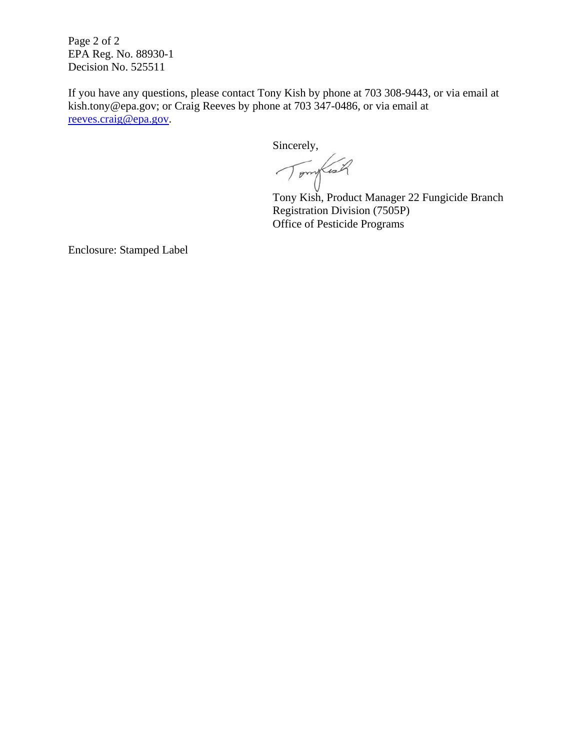EPA Reg. No. 88930-1
Decision No. 525511

If you have any questions, please contact Tony Kish by phone at 703 308-9443, or via email at kish.tony@epa.gov; or Craig Reeves by phone at 703 347-0486, or via email at reeves.craig@epa.gov.

Sincerely,

Tony Kish, Product Manager 22 Fungicide Branch
Registration Division (7505P)
Office of Pesticide Programs

Enclosure: Stamped Label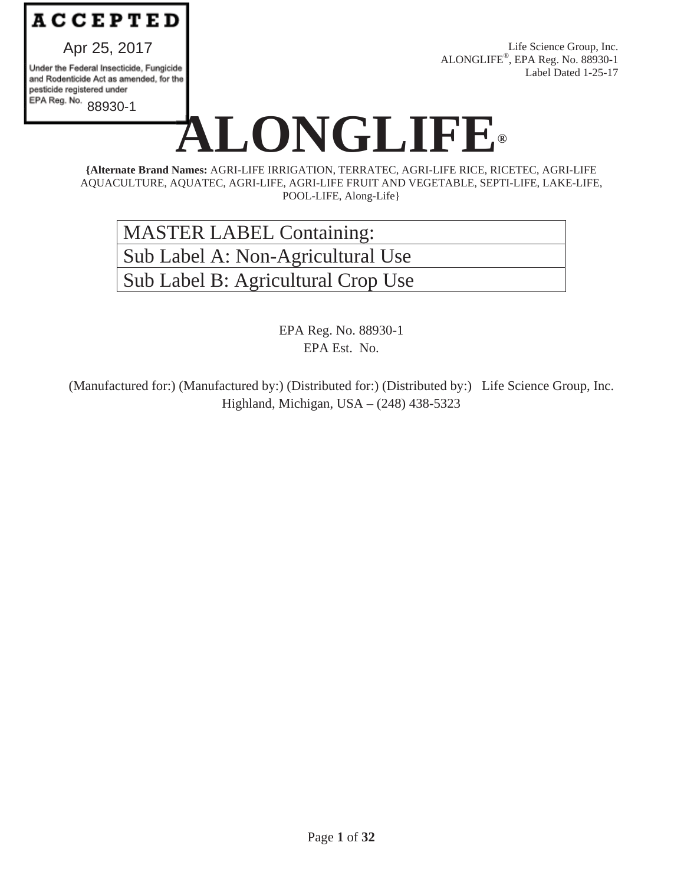**ACCEPTED**

Apr 25, 2017

Under the Federal Insecticide, Fungicide and Rodenticide Act as amended, for the pesticide registered under EPA Reg. No. 88930-1

Life Science Group, Inc.
ALONGLIFE®, EPA Reg. No. 88930-1
Label Dated 1-25-17

# ALONGLIFE®

**{Alternate Brand Names:** AGRI-LIFE IRRIGATION, TERRATEC, AGRI-LIFE RICE, RICETEC, AGRI-LIFE AQUACULTURE, AQUATEC, AGRI-LIFE, AGRI-LIFE FRUIT AND VEGETABLE, SEPTI-LIFE, LAKE-LIFE, POOL-LIFE, Along-Life}

| MASTER LABEL Containing: |
|---|
| Sub Label A: Non-Agricultural Use |
| Sub Label B: Agricultural Crop Use |

EPA Reg. No. 88930-1
EPA Est. No.

(Manufactured for:) (Manufactured by:) (Distributed for:) (Distributed by:) Life Science Group, Inc.
Highland, Michigan, USA – (248) 438-5323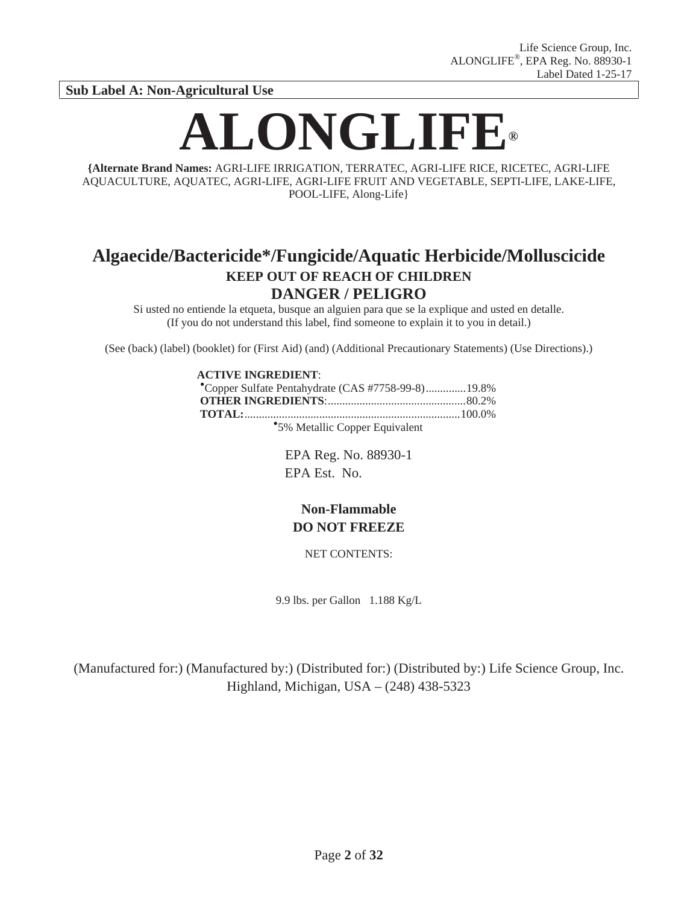**Sub Label A: Non-Agricultural Use**

# ALONGLIFE®

**{Alternate Brand Names:** AGRI-LIFE IRRIGATION, TERRATEC, AGRI-LIFE RICE, RICETEC, AGRI-LIFE AQUACULTURE, AQUATEC, AGRI-LIFE, AGRI-LIFE FRUIT AND VEGETABLE, SEPTI-LIFE, LAKE-LIFE, POOL-LIFE, Along-Life}

## Algaecide/Bactericide*/Fungicide/Aquatic Herbicide/Molluscicide

**KEEP OUT OF REACH OF CHILDREN**

**DANGER / PELIGRO**

Si usted no entiende la etiqueta, busque an alguien para que se la explique and usted en detalle.
(If you do not understand this label, find someone to explain it to you in detail.)

(See (back) (label) (booklet) for (First Aid) (and) (Additional Precautionary Statements) (Use Directions).)

**ACTIVE INGREDIENT**:
•Copper Sulfate Pentahydrate (CAS #7758-99-8)..............19.8%
**OTHER INGREDIENTS**:................................................80.2%
**TOTAL:**..........................................................................100.0%
•5% Metallic Copper Equivalent

EPA Reg. No. 88930-1
EPA Est. No.

**Non-Flammable**
**DO NOT FREEZE**

NET CONTENTS:

9.9 lbs. per Gallon 1.188 Kg/L

(Manufactured for:) (Manufactured by:) (Distributed for:) (Distributed by:) Life Science Group, Inc.
Highland, Michigan, USA – (248) 438-5323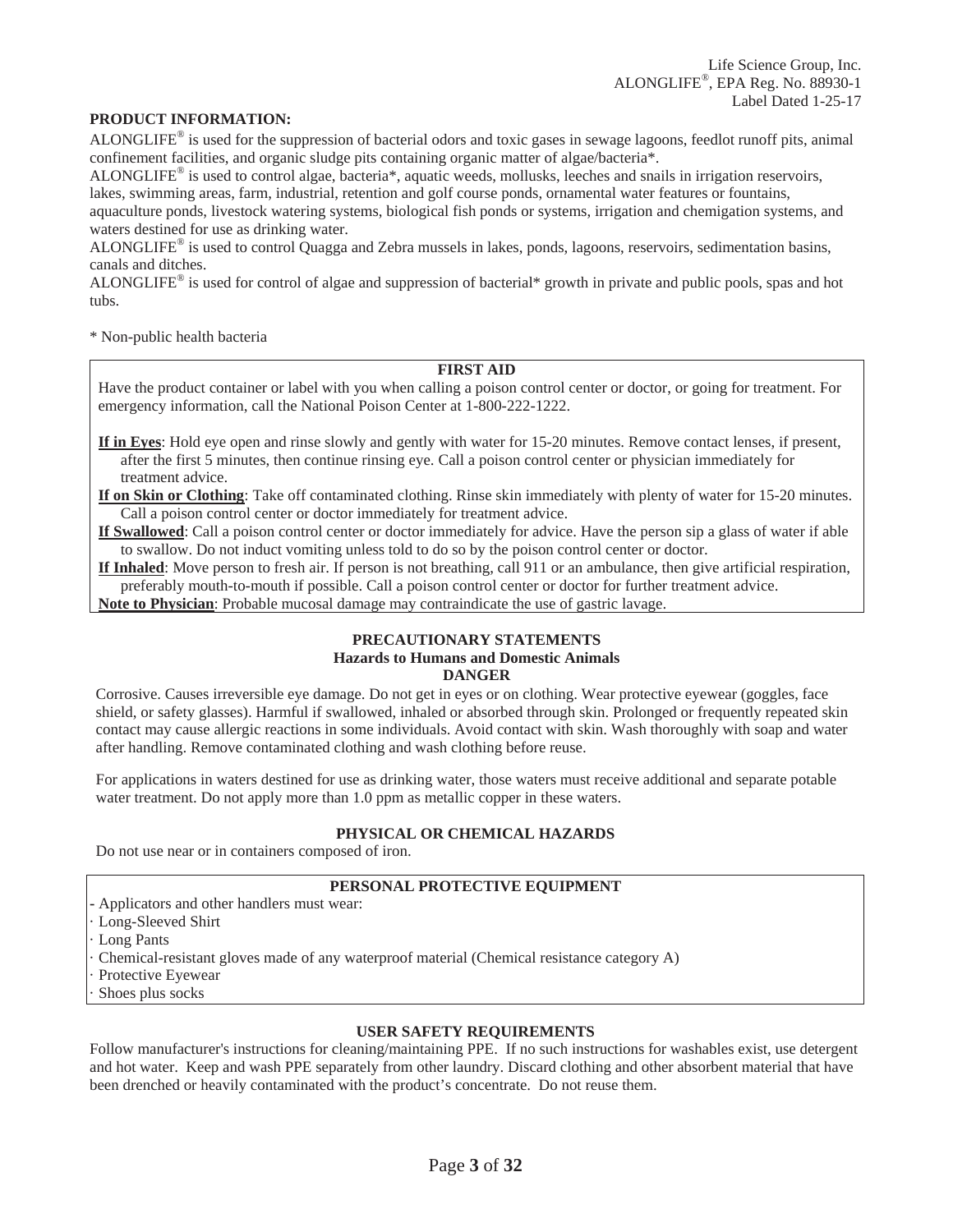**PRODUCT INFORMATION:**

ALONGLIFE® is used for the suppression of bacterial odors and toxic gases in sewage lagoons, feedlot runoff pits, animal confinement facilities, and organic sludge pits containing organic matter of algae/bacteria*.

ALONGLIFE® is used to control algae, bacteria*, aquatic weeds, mollusks, leeches and snails in irrigation reservoirs, lakes, swimming areas, farm, industrial, retention and golf course ponds, ornamental water features or fountains, aquaculture ponds, livestock watering systems, biological fish ponds or systems, irrigation and chemigation systems, and waters destined for use as drinking water.

ALONGLIFE® is used to control Quagga and Zebra mussels in lakes, ponds, lagoons, reservoirs, sedimentation basins, canals and ditches.

ALONGLIFE® is used for control of algae and suppression of bacterial* growth in private and public pools, spas and hot tubs.

* Non-public health bacteria

## FIRST AID

Have the product container or label with you when calling a poison control center or doctor, or going for treatment. For emergency information, call the National Poison Center at 1-800-222-1222.

**If in Eyes**: Hold eye open and rinse slowly and gently with water for 15-20 minutes. Remove contact lenses, if present, after the first 5 minutes, then continue rinsing eye. Call a poison control center or physician immediately for treatment advice.

**If on Skin or Clothing**: Take off contaminated clothing. Rinse skin immediately with plenty of water for 15-20 minutes. Call a poison control center or doctor immediately for treatment advice.

**If Swallowed**: Call a poison control center or doctor immediately for advice. Have the person sip a glass of water if able to swallow. Do not induct vomiting unless told to do so by the poison control center or doctor.

**If Inhaled**: Move person to fresh air. If person is not breathing, call 911 or an ambulance, then give artificial respiration, preferably mouth-to-mouth if possible. Call a poison control center or doctor for further treatment advice.

**Note to Physician**: Probable mucosal damage may contraindicate the use of gastric lavage.

## PRECAUTIONARY STATEMENTS

### Hazards to Humans and Domestic Animals

### DANGER

Corrosive. Causes irreversible eye damage. Do not get in eyes or on clothing. Wear protective eyewear (goggles, face shield, or safety glasses). Harmful if swallowed, inhaled or absorbed through skin. Prolonged or frequently repeated skin contact may cause allergic reactions in some individuals. Avoid contact with skin. Wash thoroughly with soap and water after handling. Remove contaminated clothing and wash clothing before reuse.

For applications in waters destined for use as drinking water, those waters must receive additional and separate potable water treatment. Do not apply more than 1.0 ppm as metallic copper in these waters.

## PHYSICAL OR CHEMICAL HAZARDS

Do not use near or in containers composed of iron.

## PERSONAL PROTECTIVE EQUIPMENT

- Applicators and other handlers must wear:
- · Long-Sleeved Shirt
- · Long Pants
- · Chemical-resistant gloves made of any waterproof material (Chemical resistance category A)
- · Protective Eyewear
- · Shoes plus socks

## USER SAFETY REQUIREMENTS

Follow manufacturer's instructions for cleaning/maintaining PPE. If no such instructions for washables exist, use detergent and hot water. Keep and wash PPE separately from other laundry. Discard clothing and other absorbent material that have been drenched or heavily contaminated with the product's concentrate. Do not reuse them.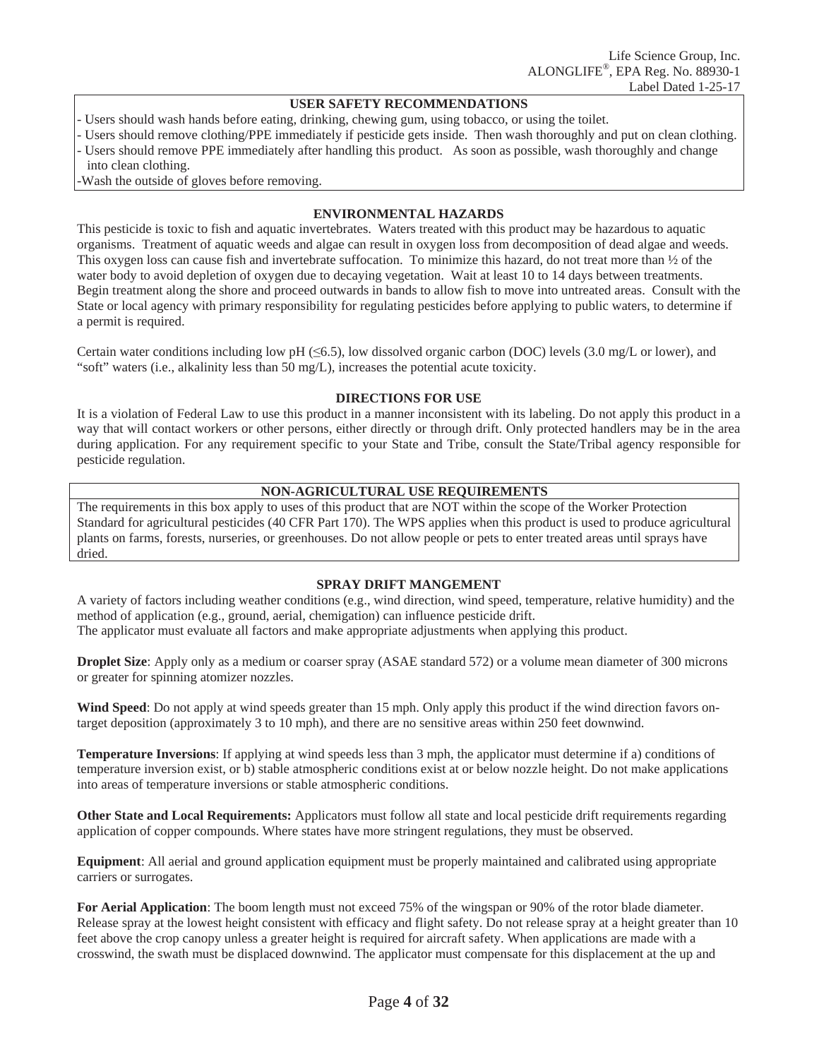## USER SAFETY RECOMMENDATIONS

- Users should wash hands before eating, drinking, chewing gum, using tobacco, or using the toilet.
- Users should remove clothing/PPE immediately if pesticide gets inside. Then wash thoroughly and put on clean clothing.
- Users should remove PPE immediately after handling this product. As soon as possible, wash thoroughly and change into clean clothing.
- Wash the outside of gloves before removing.

## ENVIRONMENTAL HAZARDS

This pesticide is toxic to fish and aquatic invertebrates. Waters treated with this product may be hazardous to aquatic organisms. Treatment of aquatic weeds and algae can result in oxygen loss from decomposition of dead algae and weeds. This oxygen loss can cause fish and invertebrate suffocation. To minimize this hazard, do not treat more than ½ of the water body to avoid depletion of oxygen due to decaying vegetation. Wait at least 10 to 14 days between treatments. Begin treatment along the shore and proceed outwards in bands to allow fish to move into untreated areas. Consult with the State or local agency with primary responsibility for regulating pesticides before applying to public waters, to determine if a permit is required.

Certain water conditions including low pH (≤6.5), low dissolved organic carbon (DOC) levels (3.0 mg/L or lower), and "soft" waters (i.e., alkalinity less than 50 mg/L), increases the potential acute toxicity.

## DIRECTIONS FOR USE

It is a violation of Federal Law to use this product in a manner inconsistent with its labeling. Do not apply this product in a way that will contact workers or other persons, either directly or through drift. Only protected handlers may be in the area during application. For any requirement specific to your State and Tribe, consult the State/Tribal agency responsible for pesticide regulation.

## NON-AGRICULTURAL USE REQUIREMENTS

The requirements in this box apply to uses of this product that are NOT within the scope of the Worker Protection Standard for agricultural pesticides (40 CFR Part 170). The WPS applies when this product is used to produce agricultural plants on farms, forests, nurseries, or greenhouses. Do not allow people or pets to enter treated areas until sprays have dried.

## SPRAY DRIFT MANGEMENT

A variety of factors including weather conditions (e.g., wind direction, wind speed, temperature, relative humidity) and the method of application (e.g., ground, aerial, chemigation) can influence pesticide drift.
The applicator must evaluate all factors and make appropriate adjustments when applying this product.

**Droplet Size**: Apply only as a medium or coarser spray (ASAE standard 572) or a volume mean diameter of 300 microns or greater for spinning atomizer nozzles.

**Wind Speed**: Do not apply at wind speeds greater than 15 mph. Only apply this product if the wind direction favors on-target deposition (approximately 3 to 10 mph), and there are no sensitive areas within 250 feet downwind.

**Temperature Inversions**: If applying at wind speeds less than 3 mph, the applicator must determine if a) conditions of temperature inversion exist, or b) stable atmospheric conditions exist at or below nozzle height. Do not make applications into areas of temperature inversions or stable atmospheric conditions.

**Other State and Local Requirements:** Applicators must follow all state and local pesticide drift requirements regarding application of copper compounds. Where states have more stringent regulations, they must be observed.

**Equipment**: All aerial and ground application equipment must be properly maintained and calibrated using appropriate carriers or surrogates.

**For Aerial Application**: The boom length must not exceed 75% of the wingspan or 90% of the rotor blade diameter. Release spray at the lowest height consistent with efficacy and flight safety. Do not release spray at a height greater than 10 feet above the crop canopy unless a greater height is required for aircraft safety. When applications are made with a crosswind, the swath must be displaced downwind. The applicator must compensate for this displacement at the up and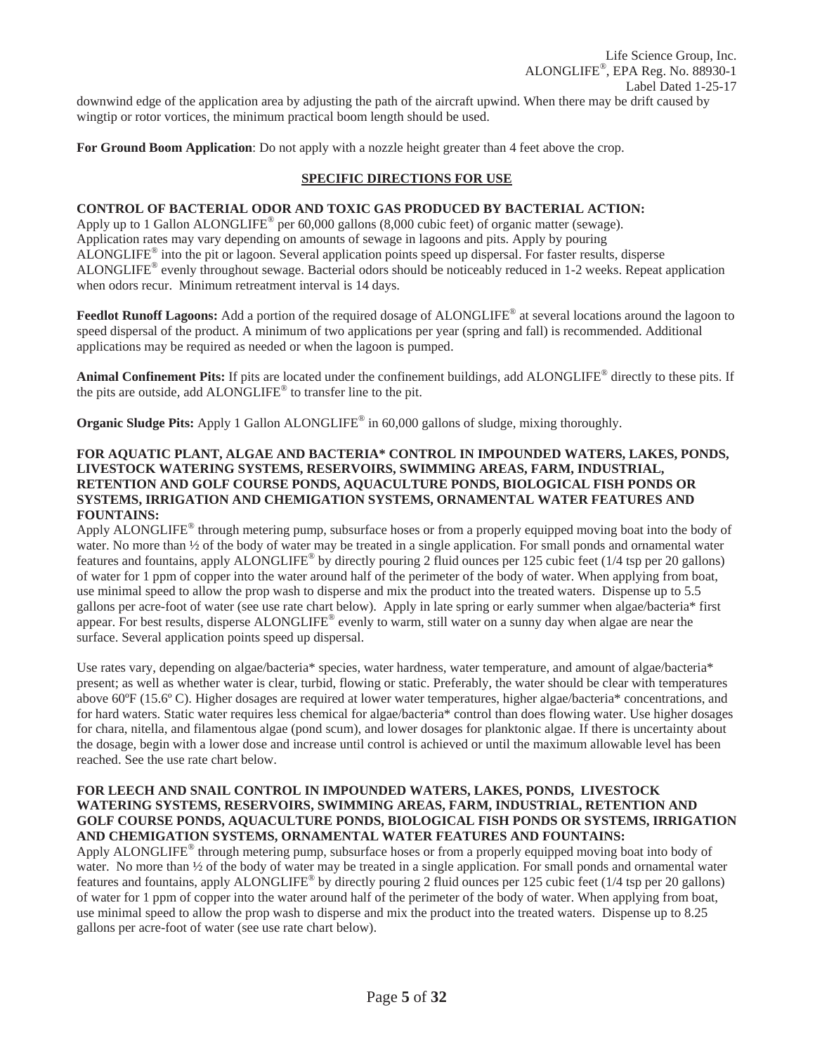downwind edge of the application area by adjusting the path of the aircraft upwind. When there may be drift caused by wingtip or rotor vortices, the minimum practical boom length should be used.

**For Ground Boom Application**: Do not apply with a nozzle height greater than 4 feet above the crop.

## SPECIFIC DIRECTIONS FOR USE

### CONTROL OF BACTERIAL ODOR AND TOXIC GAS PRODUCED BY BACTERIAL ACTION:

Apply up to 1 Gallon ALONGLIFE® per 60,000 gallons (8,000 cubic feet) of organic matter (sewage). Application rates may vary depending on amounts of sewage in lagoons and pits. Apply by pouring ALONGLIFE® into the pit or lagoon. Several application points speed up dispersal. For faster results, disperse ALONGLIFE® evenly throughout sewage. Bacterial odors should be noticeably reduced in 1-2 weeks. Repeat application when odors recur. Minimum retreatment interval is 14 days.

**Feedlot Runoff Lagoons:** Add a portion of the required dosage of ALONGLIFE® at several locations around the lagoon to speed dispersal of the product. A minimum of two applications per year (spring and fall) is recommended. Additional applications may be required as needed or when the lagoon is pumped.

**Animal Confinement Pits:** If pits are located under the confinement buildings, add ALONGLIFE® directly to these pits. If the pits are outside, add ALONGLIFE® to transfer line to the pit.

**Organic Sludge Pits:** Apply 1 Gallon ALONGLIFE® in 60,000 gallons of sludge, mixing thoroughly.

### FOR AQUATIC PLANT, ALGAE AND BACTERIA* CONTROL IN IMPOUNDED WATERS, LAKES, PONDS, LIVESTOCK WATERING SYSTEMS, RESERVOIRS, SWIMMING AREAS, FARM, INDUSTRIAL, RETENTION AND GOLF COURSE PONDS, AQUACULTURE PONDS, BIOLOGICAL FISH PONDS OR SYSTEMS, IRRIGATION AND CHEMIGATION SYSTEMS, ORNAMENTAL WATER FEATURES AND FOUNTAINS:

Apply ALONGLIFE® through metering pump, subsurface hoses or from a properly equipped moving boat into the body of water. No more than ½ of the body of water may be treated in a single application. For small ponds and ornamental water features and fountains, apply ALONGLIFE® by directly pouring 2 fluid ounces per 125 cubic feet (1/4 tsp per 20 gallons) of water for 1 ppm of copper into the water around half of the perimeter of the body of water. When applying from boat, use minimal speed to allow the prop wash to disperse and mix the product into the treated waters. Dispense up to 5.5 gallons per acre-foot of water (see use rate chart below). Apply in late spring or early summer when algae/bacteria* first appear. For best results, disperse ALONGLIFE® evenly to warm, still water on a sunny day when algae are near the surface. Several application points speed up dispersal.

Use rates vary, depending on algae/bacteria* species, water hardness, water temperature, and amount of algae/bacteria* present; as well as whether water is clear, turbid, flowing or static. Preferably, the water should be clear with temperatures above 60ºF (15.6º C). Higher dosages are required at lower water temperatures, higher algae/bacteria* concentrations, and for hard waters. Static water requires less chemical for algae/bacteria* control than does flowing water. Use higher dosages for chara, nitella, and filamentous algae (pond scum), and lower dosages for planktonic algae. If there is uncertainty about the dosage, begin with a lower dose and increase until control is achieved or until the maximum allowable level has been reached. See the use rate chart below.

### FOR LEECH AND SNAIL CONTROL IN IMPOUNDED WATERS, LAKES, PONDS, LIVESTOCK WATERING SYSTEMS, RESERVOIRS, SWIMMING AREAS, FARM, INDUSTRIAL, RETENTION AND GOLF COURSE PONDS, AQUACULTURE PONDS, BIOLOGICAL FISH PONDS OR SYSTEMS, IRRIGATION AND CHEMIGATION SYSTEMS, ORNAMENTAL WATER FEATURES AND FOUNTAINS:

Apply ALONGLIFE® through metering pump, subsurface hoses or from a properly equipped moving boat into body of water. No more than ½ of the body of water may be treated in a single application. For small ponds and ornamental water features and fountains, apply ALONGLIFE® by directly pouring 2 fluid ounces per 125 cubic feet (1/4 tsp per 20 gallons) of water for 1 ppm of copper into the water around half of the perimeter of the body of water. When applying from boat, use minimal speed to allow the prop wash to disperse and mix the product into the treated waters. Dispense up to 8.25 gallons per acre-foot of water (see use rate chart below).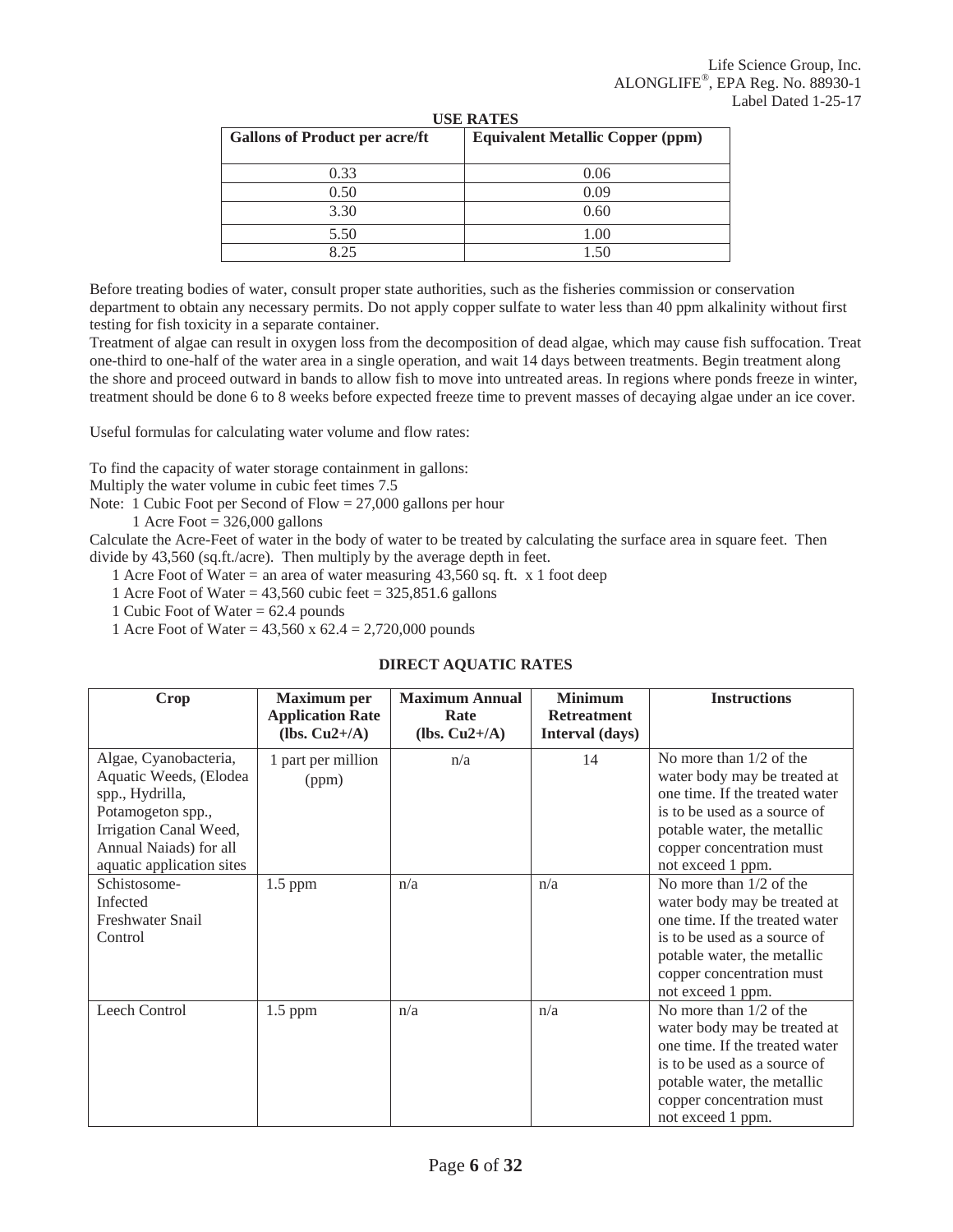### USE RATES

| Gallons of Product per acre/ft | Equivalent Metallic Copper (ppm) |
|---|---|
| 0.33 | 0.06 |
| 0.50 | 0.09 |
| 3.30 | 0.60 |
| 5.50 | 1.00 |
| 8.25 | 1.50 |

Before treating bodies of water, consult proper state authorities, such as the fisheries commission or conservation department to obtain any necessary permits. Do not apply copper sulfate to water less than 40 ppm alkalinity without first testing for fish toxicity in a separate container.

Treatment of algae can result in oxygen loss from the decomposition of dead algae, which may cause fish suffocation. Treat one-third to one-half of the water area in a single operation, and wait 14 days between treatments. Begin treatment along the shore and proceed outward in bands to allow fish to move into untreated areas. In regions where ponds freeze in winter, treatment should be done 6 to 8 weeks before expected freeze time to prevent masses of decaying algae under an ice cover.

Useful formulas for calculating water volume and flow rates:

To find the capacity of water storage containment in gallons:

Multiply the water volume in cubic feet times 7.5

Note: 1 Cubic Foot per Second of Flow = 27,000 gallons per hour

1 Acre Foot = 326,000 gallons

Calculate the Acre-Feet of water in the body of water to be treated by calculating the surface area in square feet. Then divide by 43,560 (sq.ft./acre). Then multiply by the average depth in feet.

1 Acre Foot of Water = an area of water measuring 43,560 sq. ft. x 1 foot deep

1 Acre Foot of Water = 43,560 cubic feet = 325,851.6 gallons

1 Cubic Foot of Water = 62.4 pounds

1 Acre Foot of Water = 43,560 x 62.4 = 2,720,000 pounds

### DIRECT AQUATIC RATES

| Crop | Maximum per Application Rate (lbs. $Cu^{2+}$/A) | Maximum Annual Rate (lbs. $Cu^{2+}$/A) | Minimum Retreatment Interval (days) | Instructions |
|---|---|---|---|---|
| Algae, Cyanobacteria, Aquatic Weeds, (Elodea spp., Hydrilla, Potamogeton spp., Irrigation Canal Weed, Annual Naiads) for all aquatic application sites | 1 part per million (ppm) | n/a | 14 | No more than 1/2 of the water body may be treated at one time. If the treated water is to be used as a source of potable water, the metallic copper concentration must not exceed 1 ppm. |
| Schistosome-Infected Freshwater Snail Control | 1.5 ppm | n/a | n/a | No more than 1/2 of the water body may be treated at one time. If the treated water is to be used as a source of potable water, the metallic copper concentration must not exceed 1 ppm. |
| Leech Control | 1.5 ppm | n/a | n/a | No more than 1/2 of the water body may be treated at one time. If the treated water is to be used as a source of potable water, the metallic copper concentration must not exceed 1 ppm. |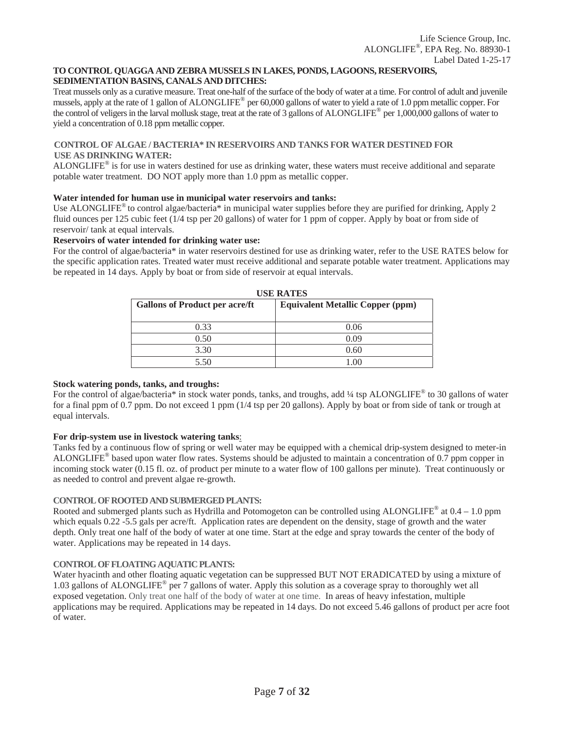**TO CONTROL QUAGGA AND ZEBRA MUSSELS IN LAKES, PONDS, LAGOONS, RESERVOIRS, SEDIMENTATION BASINS, CANALS AND DITCHES:**

Treat mussels only as a curative measure. Treat one-half of the surface of the body of water at a time. For control of adult and juvenile mussels, apply at the rate of 1 gallon of ALONGLIFE® per 60,000 gallons of water to yield a rate of 1.0 ppm metallic copper. For the control of veligers in the larval mollusk stage, treat at the rate of 3 gallons of ALONGLIFE® per 1,000,000 gallons of water to yield a concentration of 0.18 ppm metallic copper.

**CONTROL OF ALGAE / BACTERIA* IN RESERVOIRS AND TANKS FOR WATER DESTINED FOR USE AS DRINKING WATER:**

ALONGLIFE® is for use in waters destined for use as drinking water, these waters must receive additional and separate potable water treatment. DO NOT apply more than 1.0 ppm as metallic copper.

**Water intended for human use in municipal water reservoirs and tanks:**

Use ALONGLIFE® to control algae/bacteria* in municipal water supplies before they are purified for drinking, Apply 2 fluid ounces per 125 cubic feet (1/4 tsp per 20 gallons) of water for 1 ppm of copper. Apply by boat or from side of reservoir/ tank at equal intervals.

**Reservoirs of water intended for drinking water use:**

For the control of algae/bacteria* in water reservoirs destined for use as drinking water, refer to the USE RATES below for the specific application rates. Treated water must receive additional and separate potable water treatment. Applications may be repeated in 14 days. Apply by boat or from side of reservoir at equal intervals.

**USE RATES**

| Gallons of Product per acre/ft | Equivalent Metallic Copper (ppm) |
|---|---|
| 0.33 | 0.06 |
| 0.50 | 0.09 |
| 3.30 | 0.60 |
| 5.50 | 1.00 |

**Stock watering ponds, tanks, and troughs:**

For the control of algae/bacteria* in stock water ponds, tanks, and troughs, add ¼ tsp ALONGLIFE® to 30 gallons of water for a final ppm of 0.7 ppm. Do not exceed 1 ppm (1/4 tsp per 20 gallons). Apply by boat or from side of tank or trough at equal intervals.

**For drip-system use in livestock watering tanks:**

Tanks fed by a continuous flow of spring or well water may be equipped with a chemical drip-system designed to meter-in ALONGLIFE® based upon water flow rates. Systems should be adjusted to maintain a concentration of 0.7 ppm copper in incoming stock water (0.15 fl. oz. of product per minute to a water flow of 100 gallons per minute). Treat continuously or as needed to control and prevent algae re-growth.

**CONTROL OF ROOTED AND SUBMERGED PLANTS:**

Rooted and submerged plants such as Hydrilla and Potomogeton can be controlled using ALONGLIFE® at 0.4 – 1.0 ppm which equals 0.22 -5.5 gals per acre/ft. Application rates are dependent on the density, stage of growth and the water depth. Only treat one half of the body of water at one time. Start at the edge and spray towards the center of the body of water. Applications may be repeated in 14 days.

**CONTROL OF FLOATING AQUATIC PLANTS:**

Water hyacinth and other floating aquatic vegetation can be suppressed BUT NOT ERADICATED by using a mixture of 1.03 gallons of ALONGLIFE® per 7 gallons of water. Apply this solution as a coverage spray to thoroughly wet all exposed vegetation. Only treat one half of the body of water at one time. In areas of heavy infestation, multiple applications may be required. Applications may be repeated in 14 days. Do not exceed 5.46 gallons of product per acre foot of water.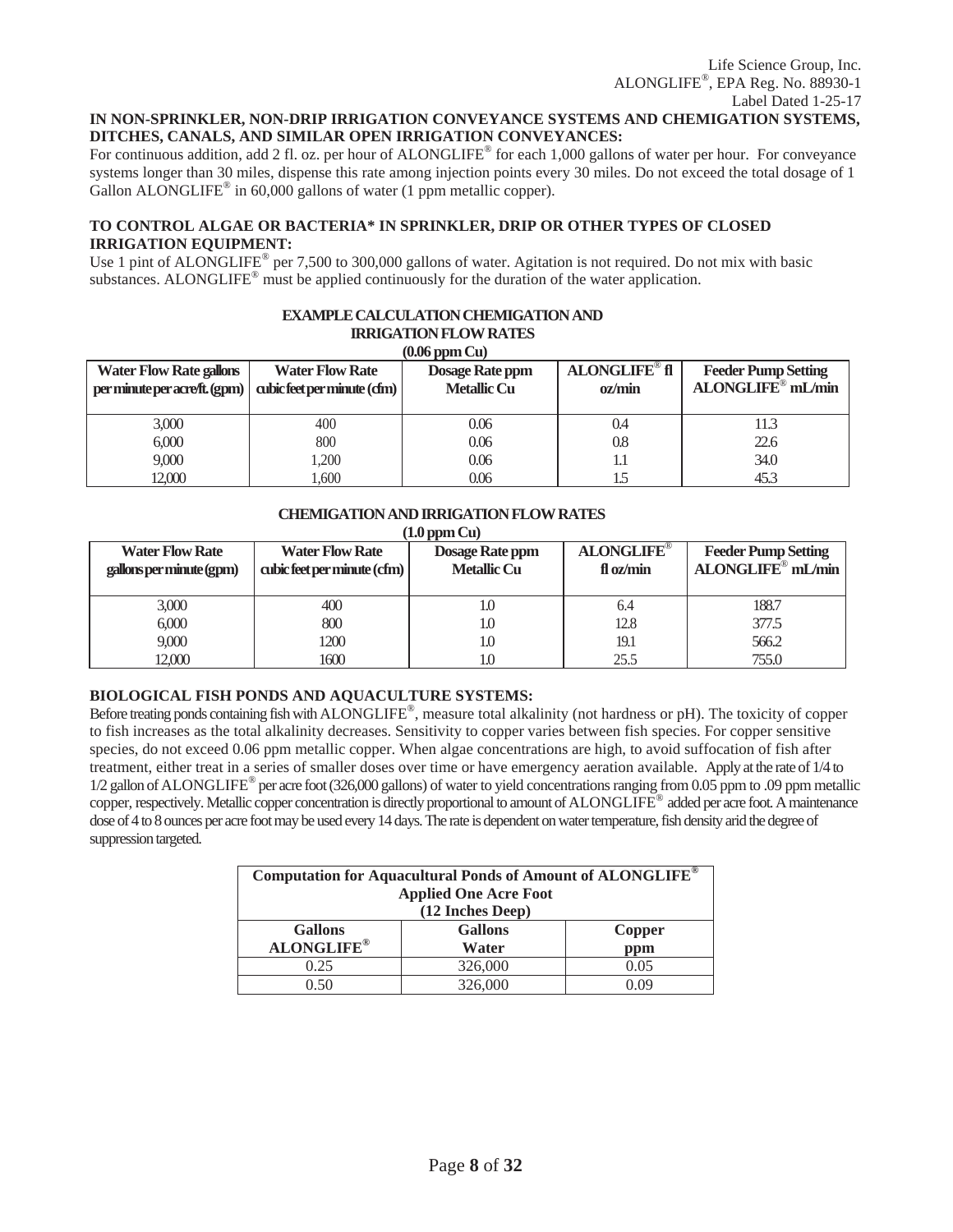**IN NON-SPRINKLER, NON-DRIP IRRIGATION CONVEYANCE SYSTEMS AND CHEMIGATION SYSTEMS, DITCHES, CANALS, AND SIMILAR OPEN IRRIGATION CONVEYANCES:**

For continuous addition, add 2 fl. oz. per hour of ALONGLIFE® for each 1,000 gallons of water per hour. For conveyance systems longer than 30 miles, dispense this rate among injection points every 30 miles. Do not exceed the total dosage of 1 Gallon ALONGLIFE® in 60,000 gallons of water (1 ppm metallic copper).

**TO CONTROL ALGAE OR BACTERIA* IN SPRINKLER, DRIP OR OTHER TYPES OF CLOSED IRRIGATION EQUIPMENT:**

Use 1 pint of ALONGLIFE® per 7,500 to 300,000 gallons of water. Agitation is not required. Do not mix with basic substances. ALONGLIFE® must be applied continuously for the duration of the water application.

**EXAMPLE CALCULATION CHEMIGATION AND IRRIGATION FLOW RATES (0.06 ppm Cu)**

| Water Flow Rate gallons per minute per acre/ft. (gpm) | Water Flow Rate cubic feet per minute (cfm) | Dosage Rate ppm Metallic Cu | ALONGLIFE® fl oz/min | Feeder Pump Setting ALONGLIFE® mL/min |
|---|---|---|---|---|
| 3,000 | 400 | 0.06 | 0.4 | 11.3 |
| 6,000 | 800 | 0.06 | 0.8 | 22.6 |
| 9,000 | 1,200 | 0.06 | 1.1 | 34.0 |
| 12,000 | 1,600 | 0.06 | 1.5 | 45.3 |

**CHEMIGATION AND IRRIGATION FLOW RATES (1.0 ppm Cu)**

| Water Flow Rate gallons per minute (gpm) | Water Flow Rate cubic feet per minute (cfm) | Dosage Rate ppm Metallic Cu | ALONGLIFE® fl oz/min | Feeder Pump Setting ALONGLIFE® mL/min |
|---|---|---|---|---|
| 3,000 | 400 | 1.0 | 6.4 | 188.7 |
| 6,000 | 800 | 1.0 | 12.8 | 377.5 |
| 9,000 | 1200 | 1.0 | 19.1 | 566.2 |
| 12,000 | 1600 | 1.0 | 25.5 | 755.0 |

**BIOLOGICAL FISH PONDS AND AQUACULTURE SYSTEMS:**

Before treating ponds containing fish with ALONGLIFE®, measure total alkalinity (not hardness or pH). The toxicity of copper to fish increases as the total alkalinity decreases. Sensitivity to copper varies between fish species. For copper sensitive species, do not exceed 0.06 ppm metallic copper. When algae concentrations are high, to avoid suffocation of fish after treatment, either treat in a series of smaller doses over time or have emergency aeration available. Apply at the rate of 1/4 to 1/2 gallon of ALONGLIFE® per acre foot (326,000 gallons) of water to yield concentrations ranging from 0.05 ppm to .09 ppm metallic copper, respectively. Metallic copper concentration is directly proportional to amount of ALONGLIFE® added per acre foot. A maintenance dose of 4 to 8 ounces per acre foot may be used every 14 days. The rate is dependent on water temperature, fish density arid the degree of suppression targeted.

**Computation for Aquacultural Ponds of Amount of ALONGLIFE® Applied One Acre Foot (12 Inches Deep)**

| Gallons ALONGLIFE® | Gallons Water | Copper ppm |
|---|---|---|
| 0.25 | 326,000 | 0.05 |
| 0.50 | 326,000 | 0.09 |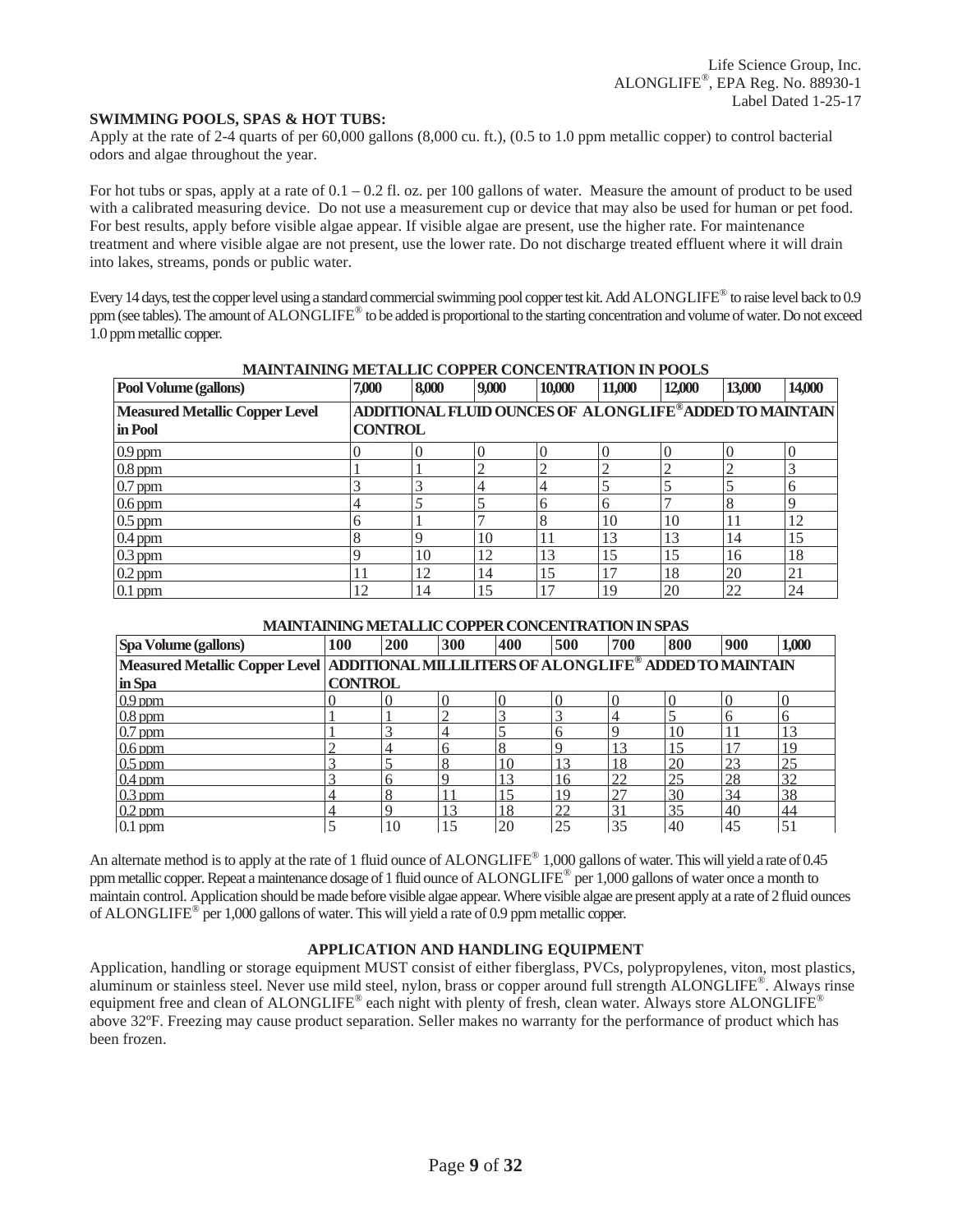**SWIMMING POOLS, SPAS & HOT TUBS:**

Apply at the rate of 2-4 quarts of per 60,000 gallons (8,000 cu. ft.), (0.5 to 1.0 ppm metallic copper) to control bacterial odors and algae throughout the year.

For hot tubs or spas, apply at a rate of 0.1 – 0.2 fl. oz. per 100 gallons of water. Measure the amount of product to be used with a calibrated measuring device. Do not use a measurement cup or device that may also be used for human or pet food. For best results, apply before visible algae appear. If visible algae are present, use the higher rate. For maintenance treatment and where visible algae are not present, use the lower rate. Do not discharge treated effluent where it will drain into lakes, streams, ponds or public water.

Every 14 days, test the copper level using a standard commercial swimming pool copper test kit. Add ALONGLIFE® to raise level back to 0.9 ppm (see tables). The amount of ALONGLIFE® to be added is proportional to the starting concentration and volume of water. Do not exceed 1.0 ppm metallic copper.

**MAINTAINING METALLIC COPPER CONCENTRATION IN POOLS**

| **Pool Volume (gallons)** | **7,000** | **8,000** | **9,000** | **10,000** | **11,000** | **12,000** | **13,000** | **14,000** |
|---|---|---|---|---|---|---|---|---|
| **Measured Metallic Copper Level in Pool** | **ADDITIONAL FLUID OUNCES OF ALONGLIFE® ADDED TO MAINTAIN CONTROL** | | | | | | | |
| 0.9 ppm | 0 | 0 | 0 | 0 | 0 | 0 | 0 | 0 |
| 0.8 ppm | 1 | 1 | 2 | 2 | 2 | 2 | 2 | 3 |
| 0.7 ppm | 3 | 3 | 4 | 4 | 5 | 5 | 5 | 6 |
| 0.6 ppm | 4 | 5 | 5 | 6 | 6 | 7 | 8 | 9 |
| 0.5 ppm | 6 | 1 | 7 | 8 | 10 | 10 | 11 | 12 |
| 0.4 ppm | 8 | 9 | 10 | 11 | 13 | 13 | 14 | 15 |
| 0.3 ppm | 9 | 10 | 12 | 13 | 15 | 15 | 16 | 18 |
| 0.2 ppm | 11 | 12 | 14 | 15 | 17 | 18 | 20 | 21 |
| 0.1 ppm | 12 | 14 | 15 | 17 | 19 | 20 | 22 | 24 |

**MAINTAINING METALLIC COPPER CONCENTRATION IN SPAS**

| **Spa Volume (gallons)** | **100** | **200** | **300** | **400** | **500** | **700** | **800** | **900** | **1,000** |
|---|---|---|---|---|---|---|---|---|---|
| **Measured Metallic Copper Level in Spa** | **ADDITIONAL MILLILITERS OF ALONGLIFE® ADDED TO MAINTAIN CONTROL** | | | | | | | | |
| 0.9 ppm | 0 | 0 | 0 | 0 | 0 | 0 | 0 | 0 | 0 |
| 0.8 ppm | 1 | 1 | 2 | 3 | 3 | 4 | 5 | 6 | 6 |
| 0.7 ppm | 1 | 3 | 4 | 5 | 6 | 9 | 10 | 11 | 13 |
| 0.6 ppm | 2 | 4 | 6 | 8 | 9 | 13 | 15 | 17 | 19 |
| 0.5 ppm | 3 | 5 | 8 | 10 | 13 | 18 | 20 | 23 | 25 |
| 0.4 ppm | 3 | 6 | 9 | 13 | 16 | 22 | 25 | 28 | 32 |
| 0.3 ppm | 4 | 8 | 11 | 15 | 19 | 27 | 30 | 34 | 38 |
| 0.2 ppm | 4 | 9 | 13 | 18 | 22 | 31 | 35 | 40 | 44 |
| 0.1 ppm | 5 | 10 | 15 | 20 | 25 | 35 | 40 | 45 | 51 |

An alternate method is to apply at the rate of 1 fluid ounce of ALONGLIFE® 1,000 gallons of water. This will yield a rate of 0.45 ppm metallic copper. Repeat a maintenance dosage of 1 fluid ounce of ALONGLIFE® per 1,000 gallons of water once a month to maintain control. Application should be made before visible algae appear. Where visible algae are present apply at a rate of 2 fluid ounces of ALONGLIFE® per 1,000 gallons of water. This will yield a rate of 0.9 ppm metallic copper.

## APPLICATION AND HANDLING EQUIPMENT

Application, handling or storage equipment MUST consist of either fiberglass, PVCs, polypropylenes, viton, most plastics, aluminum or stainless steel. Never use mild steel, nylon, brass or copper around full strength ALONGLIFE®. Always rinse equipment free and clean of ALONGLIFE® each night with plenty of fresh, clean water. Always store ALONGLIFE® above 32ºF. Freezing may cause product separation. Seller makes no warranty for the performance of product which has been frozen.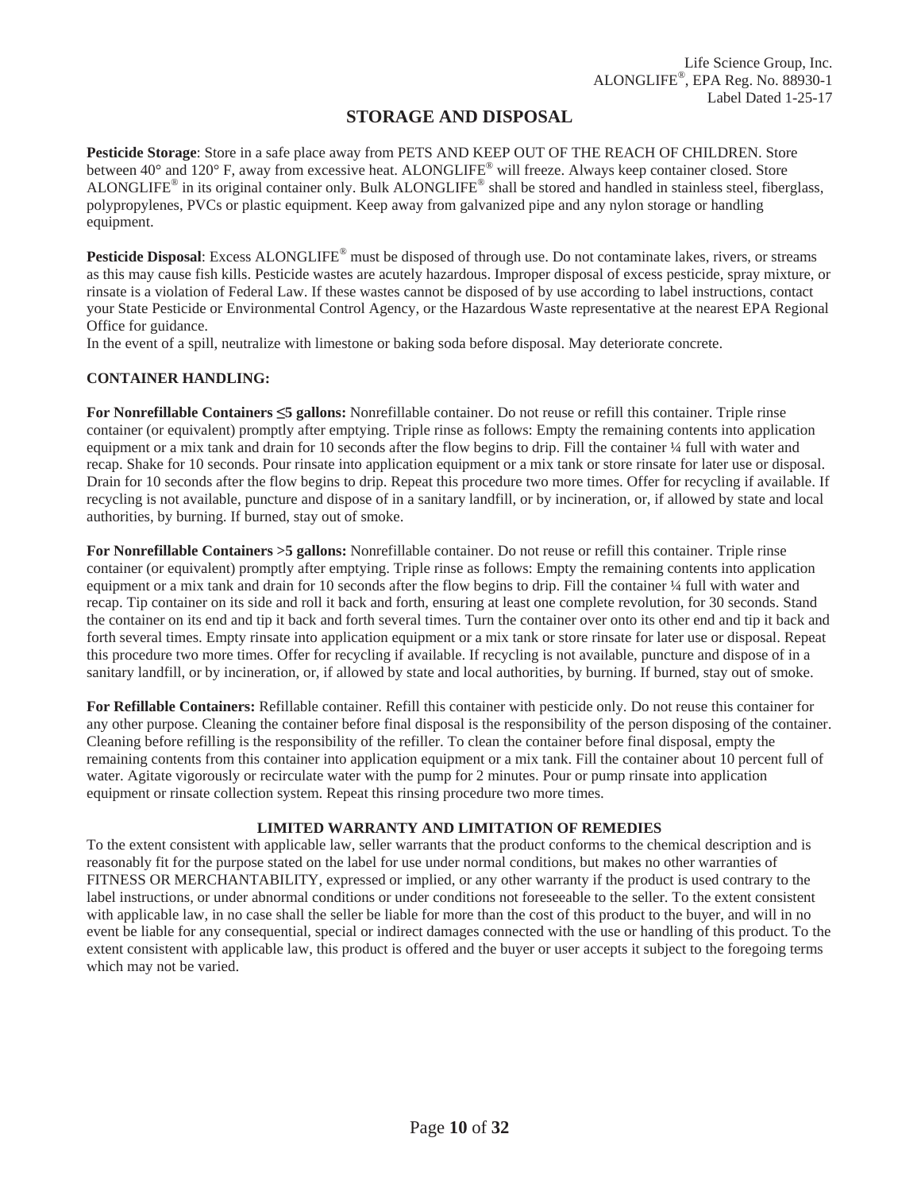## STORAGE AND DISPOSAL

**Pesticide Storage**: Store in a safe place away from PETS AND KEEP OUT OF THE REACH OF CHILDREN. Store between 40° and 120° F, away from excessive heat. ALONGLIFE® will freeze. Always keep container closed. Store ALONGLIFE® in its original container only. Bulk ALONGLIFE® shall be stored and handled in stainless steel, fiberglass, polypropylenes, PVCs or plastic equipment. Keep away from galvanized pipe and any nylon storage or handling equipment.

**Pesticide Disposal**: Excess ALONGLIFE® must be disposed of through use. Do not contaminate lakes, rivers, or streams as this may cause fish kills. Pesticide wastes are acutely hazardous. Improper disposal of excess pesticide, spray mixture, or rinsate is a violation of Federal Law. If these wastes cannot be disposed of by use according to label instructions, contact your State Pesticide or Environmental Control Agency, or the Hazardous Waste representative at the nearest EPA Regional Office for guidance.

In the event of a spill, neutralize with limestone or baking soda before disposal. May deteriorate concrete.

**CONTAINER HANDLING:**

**For Nonrefillable Containers ≤5 gallons:** Nonrefillable container. Do not reuse or refill this container. Triple rinse container (or equivalent) promptly after emptying. Triple rinse as follows: Empty the remaining contents into application equipment or a mix tank and drain for 10 seconds after the flow begins to drip. Fill the container ¼ full with water and recap. Shake for 10 seconds. Pour rinsate into application equipment or a mix tank or store rinsate for later use or disposal. Drain for 10 seconds after the flow begins to drip. Repeat this procedure two more times. Offer for recycling if available. If recycling is not available, puncture and dispose of in a sanitary landfill, or by incineration, or, if allowed by state and local authorities, by burning. If burned, stay out of smoke.

**For Nonrefillable Containers >5 gallons:** Nonrefillable container. Do not reuse or refill this container. Triple rinse container (or equivalent) promptly after emptying. Triple rinse as follows: Empty the remaining contents into application equipment or a mix tank and drain for 10 seconds after the flow begins to drip. Fill the container ¼ full with water and recap. Tip container on its side and roll it back and forth, ensuring at least one complete revolution, for 30 seconds. Stand the container on its end and tip it back and forth several times. Turn the container over onto its other end and tip it back and forth several times. Empty rinsate into application equipment or a mix tank or store rinsate for later use or disposal. Repeat this procedure two more times. Offer for recycling if available. If recycling is not available, puncture and dispose of in a sanitary landfill, or by incineration, or, if allowed by state and local authorities, by burning. If burned, stay out of smoke.

**For Refillable Containers:** Refillable container. Refill this container with pesticide only. Do not reuse this container for any other purpose. Cleaning the container before final disposal is the responsibility of the person disposing of the container. Cleaning before refilling is the responsibility of the refiller. To clean the container before final disposal, empty the remaining contents from this container into application equipment or a mix tank. Fill the container about 10 percent full of water. Agitate vigorously or recirculate water with the pump for 2 minutes. Pour or pump rinsate into application equipment or rinsate collection system. Repeat this rinsing procedure two more times.

### LIMITED WARRANTY AND LIMITATION OF REMEDIES

To the extent consistent with applicable law, seller warrants that the product conforms to the chemical description and is reasonably fit for the purpose stated on the label for use under normal conditions, but makes no other warranties of FITNESS OR MERCHANTABILITY, expressed or implied, or any other warranty if the product is used contrary to the label instructions, or under abnormal conditions or under conditions not foreseeable to the seller. To the extent consistent with applicable law, in no case shall the seller be liable for more than the cost of this product to the buyer, and will in no event be liable for any consequential, special or indirect damages connected with the use or handling of this product. To the extent consistent with applicable law, this product is offered and the buyer or user accepts it subject to the foregoing terms which may not be varied.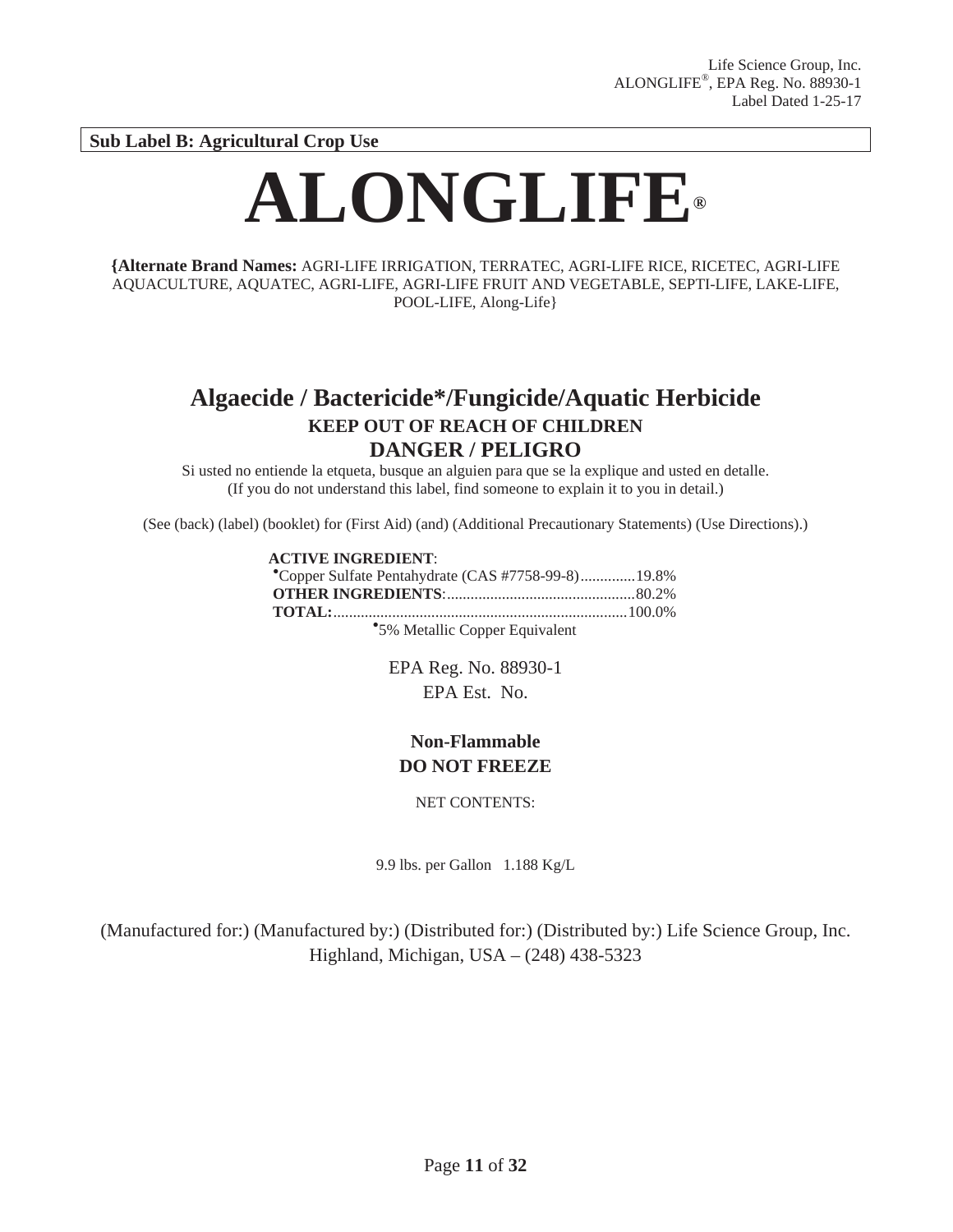**Sub Label B: Agricultural Crop Use**

# ALONGLIFE®

**{Alternate Brand Names:** AGRI-LIFE IRRIGATION, TERRATEC, AGRI-LIFE RICE, RICETEC, AGRI-LIFE AQUACULTURE, AQUATEC, AGRI-LIFE, AGRI-LIFE FRUIT AND VEGETABLE, SEPTI-LIFE, LAKE-LIFE, POOL-LIFE, Along-Life}

## Algaecide / Bactericide*/Fungicide/Aquatic Herbicide

**KEEP OUT OF REACH OF CHILDREN**

**DANGER / PELIGRO**

Si usted no entiende la etqueta, busque an alguien para que se la explique and usted en detalle.
(If you do not understand this label, find someone to explain it to you in detail.)

(See (back) (label) (booklet) for (First Aid) (and) (Additional Precautionary Statements) (Use Directions).)

**ACTIVE INGREDIENT**:
•Copper Sulfate Pentahydrate (CAS #7758-99-8)..............19.8%
**OTHER INGREDIENTS**:...............................................80.2%
**TOTAL:**.........................................................................100.0%
•5% Metallic Copper Equivalent

EPA Reg. No. 88930-1
EPA Est. No.

**Non-Flammable**
**DO NOT FREEZE**

NET CONTENTS:

9.9 lbs. per Gallon 1.188 Kg/L

(Manufactured for:) (Manufactured by:) (Distributed for:) (Distributed by:) Life Science Group, Inc. Highland, Michigan, USA – (248) 438-5323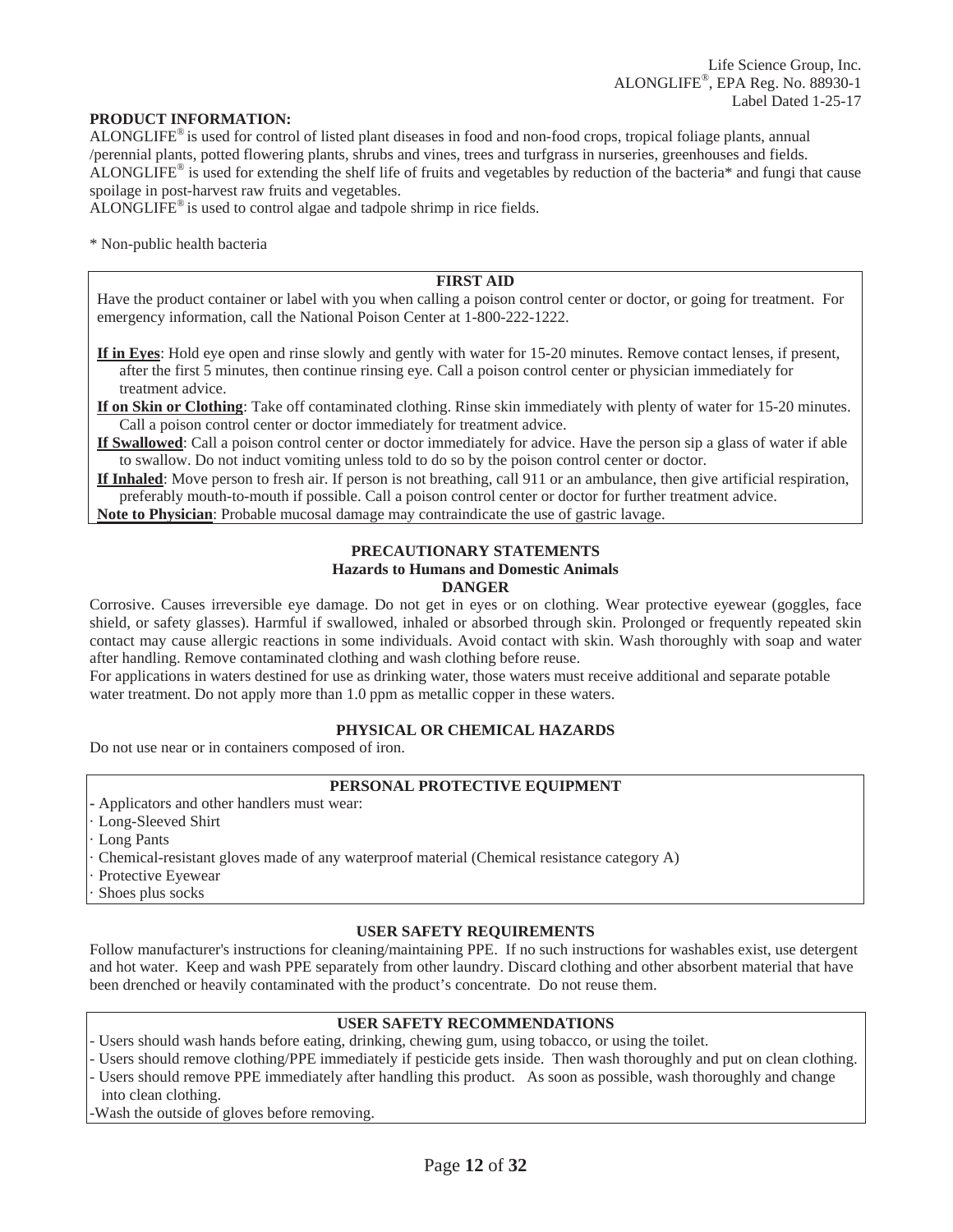Life Science Group, Inc.
ALONGLIFE®, EPA Reg. No. 88930-1
Label Dated 1-25-17

**PRODUCT INFORMATION:**

ALONGLIFE® is used for control of listed plant diseases in food and non-food crops, tropical foliage plants, annual /perennial plants, potted flowering plants, shrubs and vines, trees and turfgrass in nurseries, greenhouses and fields.
ALONGLIFE® is used for extending the shelf life of fruits and vegetables by reduction of the bacteria* and fungi that cause spoilage in post-harvest raw fruits and vegetables.
ALONGLIFE® is used to control algae and tadpole shrimp in rice fields.

* Non-public health bacteria

**FIRST AID**

Have the product container or label with you when calling a poison control center or doctor, or going for treatment. For emergency information, call the National Poison Center at 1-800-222-1222.

**If in Eyes**: Hold eye open and rinse slowly and gently with water for 15-20 minutes. Remove contact lenses, if present, after the first 5 minutes, then continue rinsing eye. Call a poison control center or physician immediately for treatment advice.

**If on Skin or Clothing**: Take off contaminated clothing. Rinse skin immediately with plenty of water for 15-20 minutes. Call a poison control center or doctor immediately for treatment advice.

**If Swallowed**: Call a poison control center or doctor immediately for advice. Have the person sip a glass of water if able to swallow. Do not induct vomiting unless told to do so by the poison control center or doctor.

**If Inhaled**: Move person to fresh air. If person is not breathing, call 911 or an ambulance, then give artificial respiration, preferably mouth-to-mouth if possible. Call a poison control center or doctor for further treatment advice.

**Note to Physician**: Probable mucosal damage may contraindicate the use of gastric lavage.

**PRECAUTIONARY STATEMENTS**
**Hazards to Humans and Domestic Animals**
**DANGER**

Corrosive. Causes irreversible eye damage. Do not get in eyes or on clothing. Wear protective eyewear (goggles, face shield, or safety glasses). Harmful if swallowed, inhaled or absorbed through skin. Prolonged or frequently repeated skin contact may cause allergic reactions in some individuals. Avoid contact with skin. Wash thoroughly with soap and water after handling. Remove contaminated clothing and wash clothing before reuse.
For applications in waters destined for use as drinking water, those waters must receive additional and separate potable water treatment. Do not apply more than 1.0 ppm as metallic copper in these waters.

**PHYSICAL OR CHEMICAL HAZARDS**

Do not use near or in containers composed of iron.

**PERSONAL PROTECTIVE EQUIPMENT**

- Applicators and other handlers must wear:
  - Long-Sleeved Shirt
  - Long Pants
  - Chemical-resistant gloves made of any waterproof material (Chemical resistance category A)
  - Protective Eyewear
  - Shoes plus socks

**USER SAFETY REQUIREMENTS**

Follow manufacturer's instructions for cleaning/maintaining PPE. If no such instructions for washables exist, use detergent and hot water. Keep and wash PPE separately from other laundry. Discard clothing and other absorbent material that have been drenched or heavily contaminated with the product's concentrate. Do not reuse them.

**USER SAFETY RECOMMENDATIONS**

- Users should wash hands before eating, drinking, chewing gum, using tobacco, or using the toilet.
- Users should remove clothing/PPE immediately if pesticide gets inside. Then wash thoroughly and put on clean clothing.
- Users should remove PPE immediately after handling this product. As soon as possible, wash thoroughly and change into clean clothing.
- Wash the outside of gloves before removing.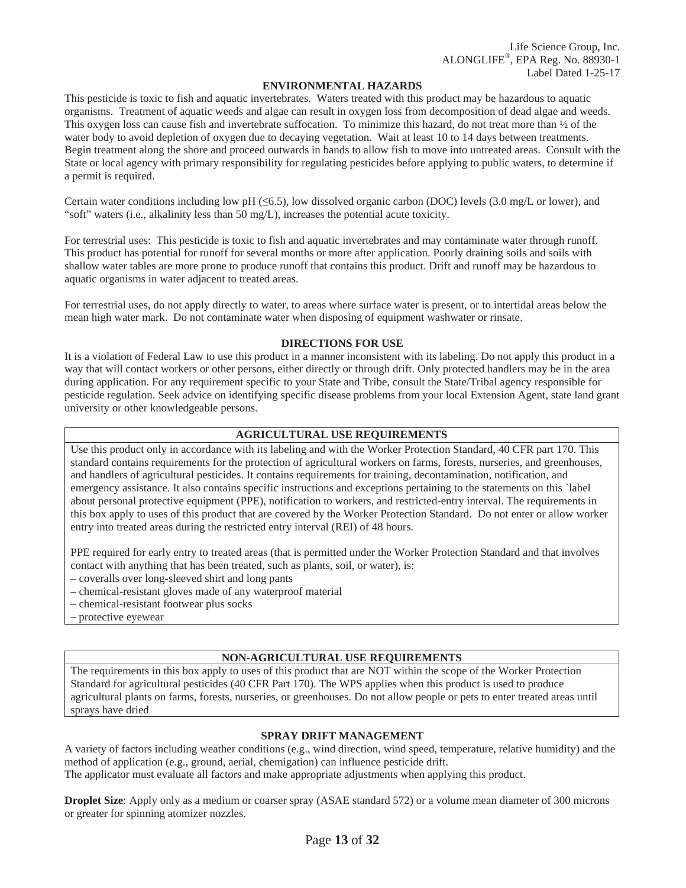## ENVIRONMENTAL HAZARDS

This pesticide is toxic to fish and aquatic invertebrates. Waters treated with this product may be hazardous to aquatic organisms. Treatment of aquatic weeds and algae can result in oxygen loss from decomposition of dead algae and weeds. This oxygen loss can cause fish and invertebrate suffocation. To minimize this hazard, do not treat more than ½ of the water body to avoid depletion of oxygen due to decaying vegetation. Wait at least 10 to 14 days between treatments. Begin treatment along the shore and proceed outwards in bands to allow fish to move into untreated areas. Consult with the State or local agency with primary responsibility for regulating pesticides before applying to public waters, to determine if a permit is required.

Certain water conditions including low pH (≤6.5), low dissolved organic carbon (DOC) levels (3.0 mg/L or lower), and "soft" waters (i.e., alkalinity less than 50 mg/L), increases the potential acute toxicity.

For terrestrial uses: This pesticide is toxic to fish and aquatic invertebrates and may contaminate water through runoff. This product has potential for runoff for several months or more after application. Poorly draining soils and soils with shallow water tables are more prone to produce runoff that contains this product. Drift and runoff may be hazardous to aquatic organisms in water adjacent to treated areas.

For terrestrial uses, do not apply directly to water, to areas where surface water is present, or to intertidal areas below the mean high water mark. Do not contaminate water when disposing of equipment washwater or rinsate.

## DIRECTIONS FOR USE

It is a violation of Federal Law to use this product in a manner inconsistent with its labeling. Do not apply this product in a way that will contact workers or other persons, either directly or through drift. Only protected handlers may be in the area during application. For any requirement specific to your State and Tribe, consult the State/Tribal agency responsible for pesticide regulation. Seek advice on identifying specific disease problems from your local Extension Agent, state land grant university or other knowledgeable persons.

### AGRICULTURAL USE REQUIREMENTS

Use this product only in accordance with its labeling and with the Worker Protection Standard, 40 CFR part 170. This standard contains requirements for the protection of agricultural workers on farms, forests, nurseries, and greenhouses, and handlers of agricultural pesticides. It contains requirements for training, decontamination, notification, and emergency assistance. It also contains specific instructions and exceptions pertaining to the statements on this `label about personal protective equipment (PPE), notification to workers, and restricted-entry interval. The requirements in this box apply to uses of this product that are covered by the Worker Protection Standard. Do not enter or allow worker entry into treated areas during the restricted entry interval (REI) of 48 hours.

PPE required for early entry to treated areas (that is permitted under the Worker Protection Standard and that involves contact with anything that has been treated, such as plants, soil, or water), is:

– coveralls over long-sleeved shirt and long pants
– chemical-resistant gloves made of any waterproof material
– chemical-resistant footwear plus socks
– protective eyewear

### NON-AGRICULTURAL USE REQUIREMENTS

The requirements in this box apply to uses of this product that are NOT within the scope of the Worker Protection Standard for agricultural pesticides (40 CFR Part 170). The WPS applies when this product is used to produce agricultural plants on farms, forests, nurseries, or greenhouses. Do not allow people or pets to enter treated areas until sprays have dried

### SPRAY DRIFT MANAGEMENT

A variety of factors including weather conditions (e.g., wind direction, wind speed, temperature, relative humidity) and the method of application (e.g., ground, aerial, chemigation) can influence pesticide drift.
The applicator must evaluate all factors and make appropriate adjustments when applying this product.

**Droplet Size**: Apply only as a medium or coarser spray (ASAE standard 572) or a volume mean diameter of 300 microns or greater for spinning atomizer nozzles.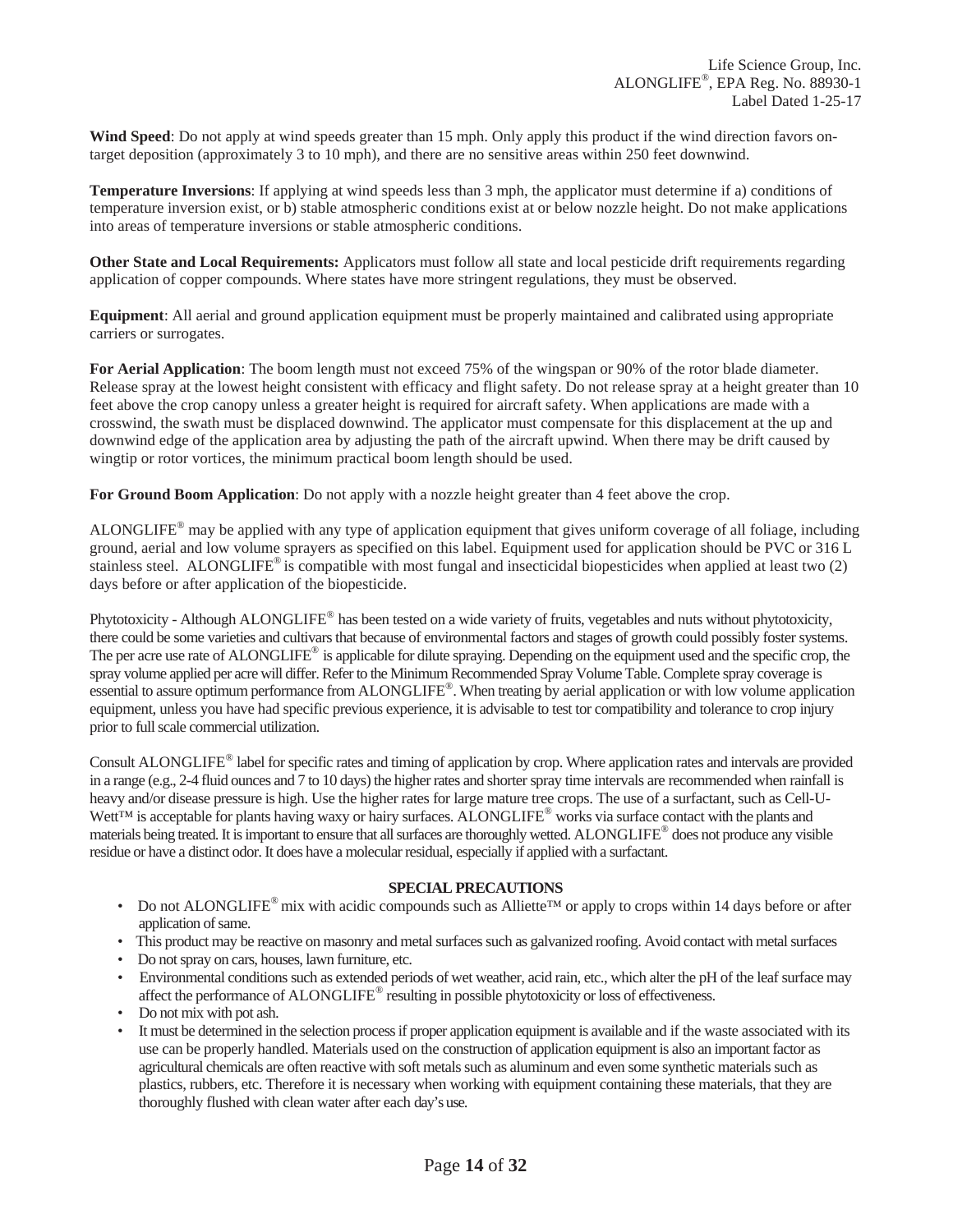**Wind Speed**: Do not apply at wind speeds greater than 15 mph. Only apply this product if the wind direction favors on-target deposition (approximately 3 to 10 mph), and there are no sensitive areas within 250 feet downwind.

**Temperature Inversions**: If applying at wind speeds less than 3 mph, the applicator must determine if a) conditions of temperature inversion exist, or b) stable atmospheric conditions exist at or below nozzle height. Do not make applications into areas of temperature inversions or stable atmospheric conditions.

**Other State and Local Requirements:** Applicators must follow all state and local pesticide drift requirements regarding application of copper compounds. Where states have more stringent regulations, they must be observed.

**Equipment**: All aerial and ground application equipment must be properly maintained and calibrated using appropriate carriers or surrogates.

**For Aerial Application**: The boom length must not exceed 75% of the wingspan or 90% of the rotor blade diameter. Release spray at the lowest height consistent with efficacy and flight safety. Do not release spray at a height greater than 10 feet above the crop canopy unless a greater height is required for aircraft safety. When applications are made with a crosswind, the swath must be displaced downwind. The applicator must compensate for this displacement at the up and downwind edge of the application area by adjusting the path of the aircraft upwind. When there may be drift caused by wingtip or rotor vortices, the minimum practical boom length should be used.

**For Ground Boom Application**: Do not apply with a nozzle height greater than 4 feet above the crop.

ALONGLIFE® may be applied with any type of application equipment that gives uniform coverage of all foliage, including ground, aerial and low volume sprayers as specified on this label. Equipment used for application should be PVC or 316 L stainless steel. ALONGLIFE® is compatible with most fungal and insecticidal biopesticides when applied at least two (2) days before or after application of the biopesticide.

Phytotoxicity - Although ALONGLIFE® has been tested on a wide variety of fruits, vegetables and nuts without phytotoxicity, there could be some varieties and cultivars that because of environmental factors and stages of growth could possibly foster systems. The per acre use rate of ALONGLIFE® is applicable for dilute spraying. Depending on the equipment used and the specific crop, the spray volume applied per acre will differ. Refer to the Minimum Recommended Spray Volume Table. Complete spray coverage is essential to assure optimum performance from ALONGLIFE®. When treating by aerial application or with low volume application equipment, unless you have had specific previous experience, it is advisable to test tor compatibility and tolerance to crop injury prior to full scale commercial utilization.

Consult ALONGLIFE® label for specific rates and timing of application by crop. Where application rates and intervals are provided in a range (e.g., 2-4 fluid ounces and 7 to 10 days) the higher rates and shorter spray time intervals are recommended when rainfall is heavy and/or disease pressure is high. Use the higher rates for large mature tree crops. The use of a surfactant, such as Cell-U-Wett™ is acceptable for plants having waxy or hairy surfaces. ALONGLIFE® works via surface contact with the plants and materials being treated. It is important to ensure that all surfaces are thoroughly wetted. ALONGLIFE® does not produce any visible residue or have a distinct odor. It does have a molecular residual, especially if applied with a surfactant.

**SPECIAL PRECAUTIONS**

- Do not ALONGLIFE® mix with acidic compounds such as Alliette™ or apply to crops within 14 days before or after application of same.
- This product may be reactive on masonry and metal surfaces such as galvanized roofing. Avoid contact with metal surfaces
- Do not spray on cars, houses, lawn furniture, etc.
- Environmental conditions such as extended periods of wet weather, acid rain, etc., which alter the pH of the leaf surface may affect the performance of ALONGLIFE® resulting in possible phytotoxicity or loss of effectiveness.
- Do not mix with pot ash.
- It must be determined in the selection process if proper application equipment is available and if the waste associated with its use can be properly handled. Materials used on the construction of application equipment is also an important factor as agricultural chemicals are often reactive with soft metals such as aluminum and even some synthetic materials such as plastics, rubbers, etc. Therefore it is necessary when working with equipment containing these materials, that they are thoroughly flushed with clean water after each day's use.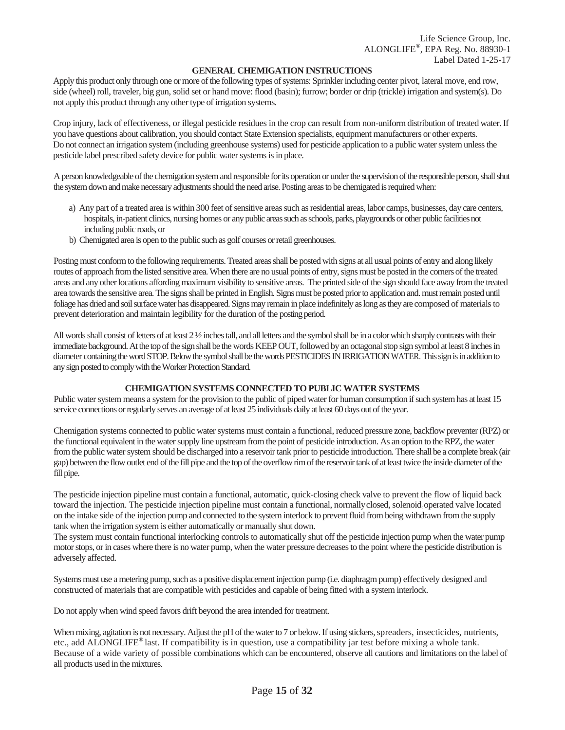## GENERAL CHEMIGATION INSTRUCTIONS

Apply this product only through one or more of the following types of systems: Sprinkler including center pivot, lateral move, end row, side (wheel) roll, traveler, big gun, solid set or hand move: flood (basin); furrow; border or drip (trickle) irrigation and system(s). Do not apply this product through any other type of irrigation systems.

Crop injury, lack of effectiveness, or illegal pesticide residues in the crop can result from non-uniform distribution of treated water. If you have questions about calibration, you should contact State Extension specialists, equipment manufacturers or other experts. Do not connect an irrigation system (including greenhouse systems) used for pesticide application to a public water system unless the pesticide label prescribed safety device for public water systems is in place.

A person knowledgeable of the chemigation system and responsible for its operation or under the supervision of the responsible person, shall shut the system down and make necessary adjustments should the need arise. Posting areas to be chemigated is required when:

a) Any part of a treated area is within 300 feet of sensitive areas such as residential areas, labor camps, businesses, day care centers, hospitals, in-patient clinics, nursing homes or any public areas such as schools, parks, playgrounds or other public facilities not including public roads, or
b) Chemigated area is open to the public such as golf courses or retail greenhouses.

Posting must conform to the following requirements. Treated areas shall be posted with signs at all usual points of entry and along likely routes of approach from the listed sensitive area. When there are no usual points of entry, signs must be posted in the corners of the treated areas and any other locations affording maximum visibility to sensitive areas. The printed side of the sign should face away from the treated area towards the sensitive area. The signs shall be printed in English. Signs must be posted prior to application and. must remain posted until foliage has dried and soil surface water has disappeared. Signs may remain in place indefinitely as long as they are composed of materials to prevent deterioration and maintain legibility for the duration of the posting period.

All words shall consist of letters of at least 2 ½ inches tall, and all letters and the symbol shall be in a color which sharply contrasts with their immediate background. At the top of the sign shall be the words KEEP OUT, followed by an octagonal stop sign symbol at least 8 inches in diameter containing the word STOP. Below the symbol shall be the words PESTICIDES IN IRRIGATION WATER. This sign is in addition to any sign posted to comply with the Worker Protection Standard.

## CHEMIGATION SYSTEMS CONNECTED TO PUBLIC WATER SYSTEMS

Public water system means a system for the provision to the public of piped water for human consumption if such system has at least 15 service connections or regularly serves an average of at least 25 individuals daily at least 60 days out of the year.

Chemigation systems connected to public water systems must contain a functional, reduced pressure zone, backflow preventer (RPZ) or the functional equivalent in the water supply line upstream from the point of pesticide introduction. As an option to the RPZ, the water from the public water system should be discharged into a reservoir tank prior to pesticide introduction. There shall be a complete break (air gap) between the flow outlet end of the fill pipe and the top of the overflow rim of the reservoir tank of at least twice the inside diameter of the fill pipe.

The pesticide injection pipeline must contain a functional, automatic, quick-closing check valve to prevent the flow of liquid back toward the injection. The pesticide injection pipeline must contain a functional, normally closed, solenoid operated valve located on the intake side of the injection pump and connected to the system interlock to prevent fluid from being withdrawn from the supply tank when the irrigation system is either automatically or manually shut down.
The system must contain functional interlocking controls to automatically shut off the pesticide injection pump when the water pump motor stops, or in cases where there is no water pump, when the water pressure decreases to the point where the pesticide distribution is adversely affected.

Systems must use a metering pump, such as a positive displacement injection pump (i.e. diaphragm pump) effectively designed and constructed of materials that are compatible with pesticides and capable of being fitted with a system interlock.

Do not apply when wind speed favors drift beyond the area intended for treatment.

When mixing, agitation is not necessary. Adjust the pH of the water to 7 or below. If using stickers, spreaders, insecticides, nutrients, etc., add ALONGLIFE® last. If compatibility is in question, use a compatibility jar test before mixing a whole tank. Because of a wide variety of possible combinations which can be encountered, observe all cautions and limitations on the label of all products used in the mixtures.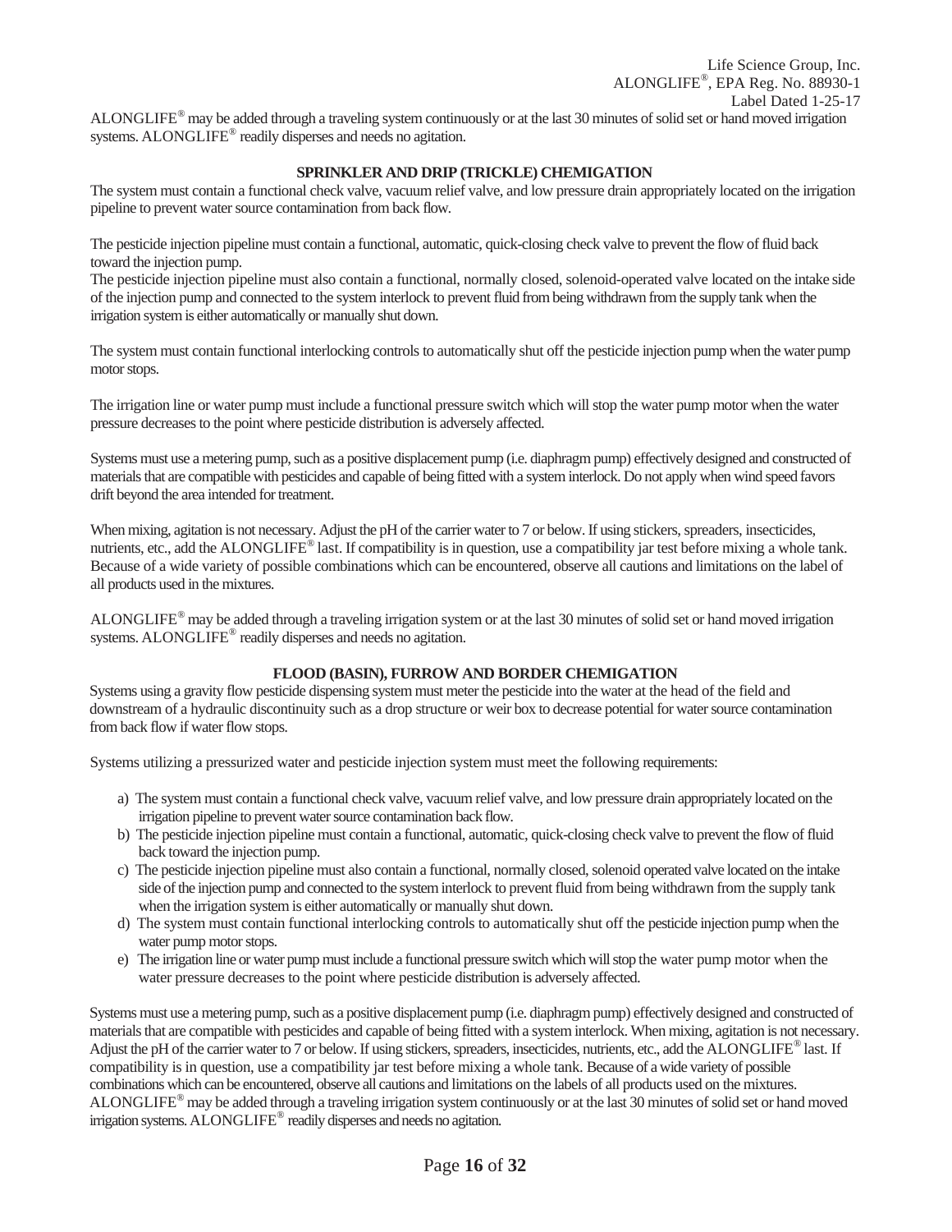ALONGLIFE® may be added through a traveling system continuously or at the last 30 minutes of solid set or hand moved irrigation systems. ALONGLIFE® readily disperses and needs no agitation.

### SPRINKLER AND DRIP (TRICKLE) CHEMIGATION

The system must contain a functional check valve, vacuum relief valve, and low pressure drain appropriately located on the irrigation pipeline to prevent water source contamination from back flow.

The pesticide injection pipeline must contain a functional, automatic, quick-closing check valve to prevent the flow of fluid back toward the injection pump.
The pesticide injection pipeline must also contain a functional, normally closed, solenoid-operated valve located on the intake side of the injection pump and connected to the system interlock to prevent fluid from being withdrawn from the supply tank when the irrigation system is either automatically or manually shut down.

The system must contain functional interlocking controls to automatically shut off the pesticide injection pump when the water pump motor stops.

The irrigation line or water pump must include a functional pressure switch which will stop the water pump motor when the water pressure decreases to the point where pesticide distribution is adversely affected.

Systems must use a metering pump, such as a positive displacement pump (i.e. diaphragm pump) effectively designed and constructed of materials that are compatible with pesticides and capable of being fitted with a system interlock. Do not apply when wind speed favors drift beyond the area intended for treatment.

When mixing, agitation is not necessary. Adjust the pH of the carrier water to 7 or below. If using stickers, spreaders, insecticides, nutrients, etc., add the ALONGLIFE® last. If compatibility is in question, use a compatibility jar test before mixing a whole tank. Because of a wide variety of possible combinations which can be encountered, observe all cautions and limitations on the label of all products used in the mixtures.

ALONGLIFE® may be added through a traveling irrigation system or at the last 30 minutes of solid set or hand moved irrigation systems. ALONGLIFE® readily disperses and needs no agitation.

### FLOOD (BASIN), FURROW AND BORDER CHEMIGATION

Systems using a gravity flow pesticide dispensing system must meter the pesticide into the water at the head of the field and downstream of a hydraulic discontinuity such as a drop structure or weir box to decrease potential for water source contamination from back flow if water flow stops.

Systems utilizing a pressurized water and pesticide injection system must meet the following requirements:

a) The system must contain a functional check valve, vacuum relief valve, and low pressure drain appropriately located on the irrigation pipeline to prevent water source contamination back flow.
b) The pesticide injection pipeline must contain a functional, automatic, quick-closing check valve to prevent the flow of fluid back toward the injection pump.
c) The pesticide injection pipeline must also contain a functional, normally closed, solenoid operated valve located on the intake side of the injection pump and connected to the system interlock to prevent fluid from being withdrawn from the supply tank when the irrigation system is either automatically or manually shut down.
d) The system must contain functional interlocking controls to automatically shut off the pesticide injection pump when the water pump motor stops.
e) The irrigation line or water pump must include a functional pressure switch which will stop the water pump motor when the water pressure decreases to the point where pesticide distribution is adversely affected.

Systems must use a metering pump, such as a positive displacement pump (i.e. diaphragm pump) effectively designed and constructed of materials that are compatible with pesticides and capable of being fitted with a system interlock. When mixing, agitation is not necessary. Adjust the pH of the carrier water to 7 or below. If using stickers, spreaders, insecticides, nutrients, etc., add the ALONGLIFE® last. If compatibility is in question, use a compatibility jar test before mixing a whole tank. Because of a wide variety of possible combinations which can be encountered, observe all cautions and limitations on the labels of all products used on the mixtures. ALONGLIFE® may be added through a traveling irrigation system continuously or at the last 30 minutes of solid set or hand moved irrigation systems. ALONGLIFE® readily disperses and needs no agitation.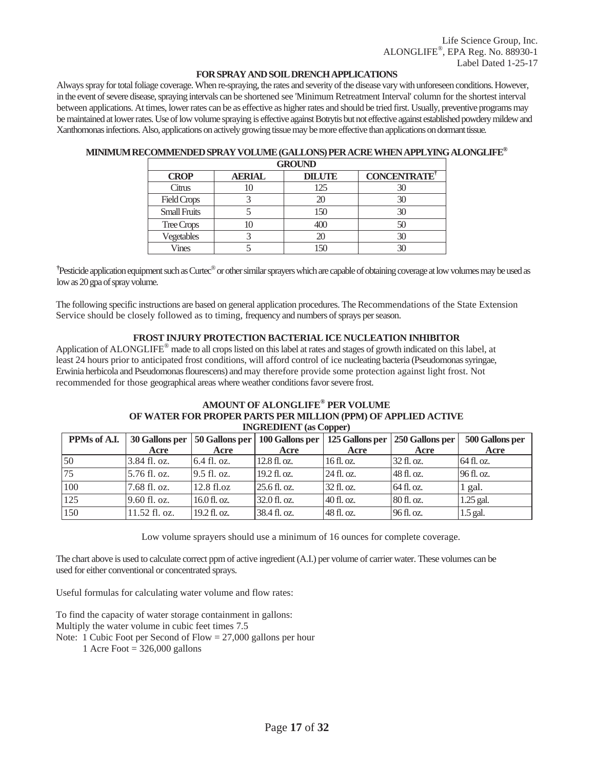### FOR SPRAY AND SOIL DRENCH APPLICATIONS

Always spray for total foliage coverage. When re-spraying, the rates and severity of the disease vary with unforeseen conditions. However, in the event of severe disease, spraying intervals can be shortened see 'Minimum Retreatment Interval' column for the shortest interval between applications. At times, lower rates can be as effective as higher rates and should be tried first. Usually, preventive programs may be maintained at lower rates. Use of low volume spraying is effective against Botrytis but not effective against established powdery mildew and Xanthomonas infections. Also, applications on actively growing tissue may be more effective than applications on dormant tissue.

### MINIMUM RECOMMENDED SPRAY VOLUME (GALLONS) PER ACRE WHEN APPLYING ALONGLIFE®

| | | GROUND | |
|---|---|---|---|
| **CROP** | **AERIAL** | **DILUTE** | **CONCENTRATE†** |
| Citrus | 10 | 125 | 30 |
| Field Crops | 3 | 20 | 30 |
| Small Fruits | 5 | 150 | 30 |
| Tree Crops | 10 | 400 | 50 |
| Vegetables | 3 | 20 | 30 |
| Vines | 5 | 150 | 30 |

†Pesticide application equipment such as Curtec® or other similar sprayers which are capable of obtaining coverage at low volumes may be used as low as 20 gpa of spray volume.

The following specific instructions are based on general application procedures. The Recommendations of the State Extension Service should be closely followed as to timing, frequency and numbers of sprays per season.

### FROST INJURY PROTECTION BACTERIAL ICE NUCLEATION INHIBITOR

Application of ALONGLIFE® made to all crops listed on this label at rates and stages of growth indicated on this label, at least 24 hours prior to anticipated frost conditions, will afford control of ice nucleating bacteria (Pseudomonas syringae, Erwinia herbicola and Pseudomonas flourescens) and may therefore provide some protection against light frost. Not recommended for those geographical areas where weather conditions favor severe frost.

### AMOUNT OF ALONGLIFE® PER VOLUME OF WATER FOR PROPER PARTS PER MILLION (PPM) OF APPLIED ACTIVE INGREDIENT (as Copper)

| PPMs of A.I. | 30 Gallons per Acre | 50 Gallons per Acre | 100 Gallons per Acre | 125 Gallons per Acre | 250 Gallons per Acre | 500 Gallons per Acre |
|---|---|---|---|---|---|---|
| 50 | 3.84 fl. oz. | 6.4 fl. oz. | 12.8 fl. oz. | 16 fl. oz. | 32 fl. oz. | 64 fl. oz. |
| 75 | 5.76 fl. oz. | 9.5 fl. oz. | 19.2 fl. oz. | 24 fl. oz. | 48 fl. oz. | 96 fl. oz. |
| 100 | 7.68 fl. oz. | 12.8 fl.oz | 25.6 fl. oz. | 32 fl. oz. | 64 fl. oz. | 1 gal. |
| 125 | 9.60 fl. oz. | 16.0 fl. oz. | 32.0 fl. oz. | 40 fl. oz. | 80 fl. oz. | 1.25 gal. |
| 150 | 11.52 fl. oz. | 19.2 fl. oz. | 38.4 fl. oz. | 48 fl. oz. | 96 fl. oz. | 1.5 gal. |

Low volume sprayers should use a minimum of 16 ounces for complete coverage.

The chart above is used to calculate correct ppm of active ingredient (A.I.) per volume of carrier water. These volumes can be used for either conventional or concentrated sprays.

Useful formulas for calculating water volume and flow rates:

To find the capacity of water storage containment in gallons:
Multiply the water volume in cubic feet times 7.5
Note: 1 Cubic Foot per Second of Flow = 27,000 gallons per hour
1 Acre Foot = 326,000 gallons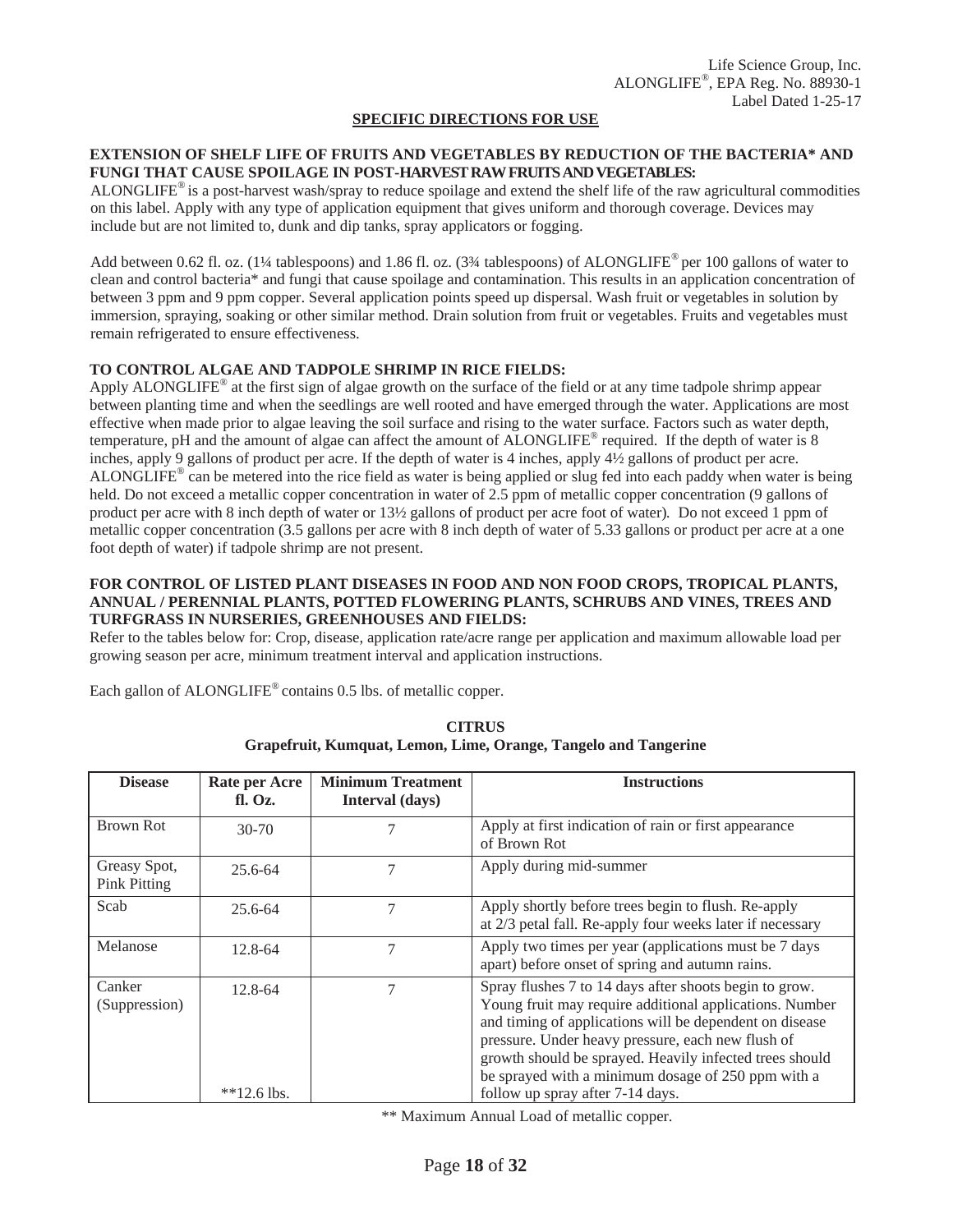## SPECIFIC DIRECTIONS FOR USE

**EXTENSION OF SHELF LIFE OF FRUITS AND VEGETABLES BY REDUCTION OF THE BACTERIA* AND FUNGI THAT CAUSE SPOILAGE IN POST-HARVEST RAW FRUITS AND VEGETABLES:**

ALONGLIFE® is a post-harvest wash/spray to reduce spoilage and extend the shelf life of the raw agricultural commodities on this label. Apply with any type of application equipment that gives uniform and thorough coverage. Devices may include but are not limited to, dunk and dip tanks, spray applicators or fogging.

Add between 0.62 fl. oz. (1¼ tablespoons) and 1.86 fl. oz. (3¾ tablespoons) of ALONGLIFE® per 100 gallons of water to clean and control bacteria* and fungi that cause spoilage and contamination. This results in an application concentration of between 3 ppm and 9 ppm copper. Several application points speed up dispersal. Wash fruit or vegetables in solution by immersion, spraying, soaking or other similar method. Drain solution from fruit or vegetables. Fruits and vegetables must remain refrigerated to ensure effectiveness.

**TO CONTROL ALGAE AND TADPOLE SHRIMP IN RICE FIELDS:**

Apply ALONGLIFE® at the first sign of algae growth on the surface of the field or at any time tadpole shrimp appear between planting time and when the seedlings are well rooted and have emerged through the water. Applications are most effective when made prior to algae leaving the soil surface and rising to the water surface. Factors such as water depth, temperature, pH and the amount of algae can affect the amount of ALONGLIFE® required. If the depth of water is 8 inches, apply 9 gallons of product per acre. If the depth of water is 4 inches, apply 4½ gallons of product per acre. ALONGLIFE® can be metered into the rice field as water is being applied or slug fed into each paddy when water is being held. Do not exceed a metallic copper concentration in water of 2.5 ppm of metallic copper concentration (9 gallons of product per acre with 8 inch depth of water or 13½ gallons of product per acre foot of water). Do not exceed 1 ppm of metallic copper concentration (3.5 gallons per acre with 8 inch depth of water of 5.33 gallons or product per acre at a one foot depth of water) if tadpole shrimp are not present.

**FOR CONTROL OF LISTED PLANT DISEASES IN FOOD AND NON FOOD CROPS, TROPICAL PLANTS, ANNUAL / PERENNIAL PLANTS, POTTED FLOWERING PLANTS, SCHRUBS AND VINES, TREES AND TURFGRASS IN NURSERIES, GREENHOUSES AND FIELDS:**

Refer to the tables below for: Crop, disease, application rate/acre range per application and maximum allowable load per growing season per acre, minimum treatment interval and application instructions.

Each gallon of ALONGLIFE® contains 0.5 lbs. of metallic copper.

**CITRUS**
**Grapefruit, Kumquat, Lemon, Lime, Orange, Tangelo and Tangerine**

| Disease | Rate per Acre fl. Oz. | Minimum Treatment Interval (days) | Instructions |
|---|---|---|---|
| Brown Rot | 30-70 | 7 | Apply at first indication of rain or first appearance of Brown Rot |
| Greasy Spot, Pink Pitting | 25.6-64 | 7 | Apply during mid-summer |
| Scab | 25.6-64 | 7 | Apply shortly before trees begin to flush. Re-apply at 2/3 petal fall. Re-apply four weeks later if necessary |
| Melanose | 12.8-64 | 7 | Apply two times per year (applications must be 7 days apart) before onset of spring and autumn rains. |
| Canker (Suppression) | 12.8-64<br>**12.6 lbs. | 7 | Spray flushes 7 to 14 days after shoots begin to grow. Young fruit may require additional applications. Number and timing of applications will be dependent on disease pressure. Under heavy pressure, each new flush of growth should be sprayed. Heavily infected trees should be sprayed with a minimum dosage of 250 ppm with a follow up spray after 7-14 days. |

** Maximum Annual Load of metallic copper.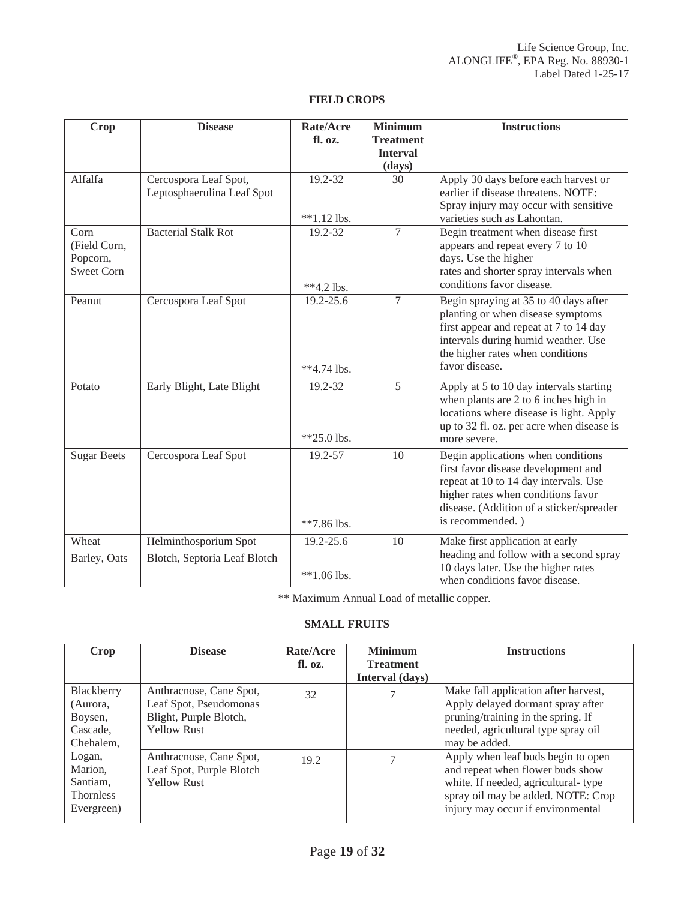## FIELD CROPS

| Crop | Disease | Rate/Acre fl. oz. | Minimum Treatment Interval (days) | Instructions |
|---|---|---|---|---|
| Alfalfa | Cercospora Leaf Spot, Leptosphaerulina Leaf Spot | 19.2-32<br>**1.12 lbs. | 30 | Apply 30 days before each harvest or earlier if disease threatens. NOTE: Spray injury may occur with sensitive varieties such as Lahontan. |
| Corn (Field Corn, Popcorn, Sweet Corn | Bacterial Stalk Rot | 19.2-32<br>**4.2 lbs. | 7 | Begin treatment when disease first appears and repeat every 7 to 10 days. Use the higher rates and shorter spray intervals when conditions favor disease. |
| Peanut | Cercospora Leaf Spot | 19.2-25.6<br>**4.74 lbs. | 7 | Begin spraying at 35 to 40 days after planting or when disease symptoms first appear and repeat at 7 to 14 day intervals during humid weather. Use the higher rates when conditions favor disease. |
| Potato | Early Blight, Late Blight | 19.2-32<br>**25.0 lbs. | 5 | Apply at 5 to 10 day intervals starting when plants are 2 to 6 inches high in locations where disease is light. Apply up to 32 fl. oz. per acre when disease is more severe. |
| Sugar Beets | Cercospora Leaf Spot | 19.2-57<br>**7.86 lbs. | 10 | Begin applications when conditions first favor disease development and repeat at 10 to 14 day intervals. Use higher rates when conditions favor disease. (Addition of a sticker/spreader is recommended. ) |
| Wheat<br>Barley, Oats | Helminthosporium Spot Blotch, Septoria Leaf Blotch | 19.2-25.6<br>**1.06 lbs. | 10 | Make first application at early heading and follow with a second spray 10 days later. Use the higher rates when conditions favor disease. |

** Maximum Annual Load of metallic copper.

## SMALL FRUITS

| Crop | Disease | Rate/Acre fl. oz. | Minimum Treatment Interval (days) | Instructions |
|---|---|---|---|---|
| Blackberry (Aurora, Boysen, Cascade, Chehalem, Logan, Marion, Santiam, Thornless Evergreen) | Anthracnose, Cane Spot, Leaf Spot, Pseudomonas Blight, Purple Blotch, Yellow Rust | 32 | 7 | Make fall application after harvest, Apply delayed dormant spray after pruning/training in the spring. If needed, agricultural type spray oil may be added. |
| | Anthracnose, Cane Spot, Leaf Spot, Purple Blotch Yellow Rust | 19.2 | 7 | Apply when leaf buds begin to open and repeat when flower buds show white. If needed, agricultural- type spray oil may be added. NOTE: Crop injury may occur if environmental |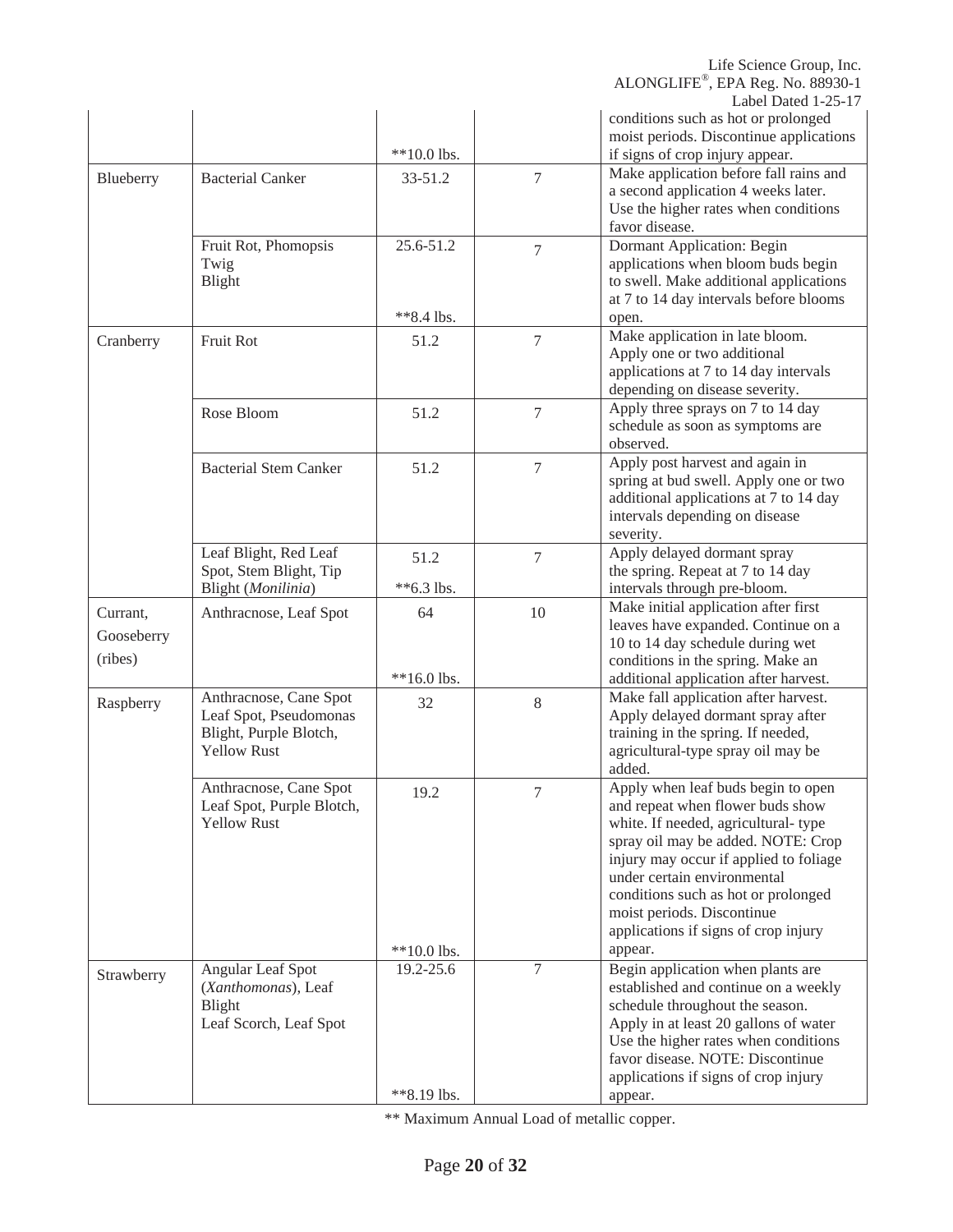| | | | | |
|---|---|---|---|---|
| | | **10.0 lbs. | | conditions such as hot or prolonged moist periods. Discontinue applications if signs of crop injury appear. |
| Blueberry | Bacterial Canker | 33-51.2 | 7 | Make application before fall rains and a second application 4 weeks later. Use the higher rates when conditions favor disease. |
| | Fruit Rot, Phomopsis Twig Blight | 25.6-51.2<br><br>**8.4 lbs. | 7 | Dormant Application: Begin applications when bloom buds begin to swell. Make additional applications at 7 to 14 day intervals before blooms open. |
| Cranberry | Fruit Rot | 51.2 | 7 | Make application in late bloom. Apply one or two additional applications at 7 to 14 day intervals depending on disease severity. |
| | Rose Bloom | 51.2 | 7 | Apply three sprays on 7 to 14 day schedule as soon as symptoms are observed. |
| | Bacterial Stem Canker | 51.2 | 7 | Apply post harvest and again in spring at bud swell. Apply one or two additional applications at 7 to 14 day intervals depending on disease severity. |
| | Leaf Blight, Red Leaf Spot, Stem Blight, Tip Blight (*Monilinia*) | 51.2<br><br>**6.3 lbs. | 7 | Apply delayed dormant spray the spring. Repeat at 7 to 14 day intervals through pre-bloom. |
| Currant, Gooseberry (ribes) | Anthracnose, Leaf Spot | 64<br><br>**16.0 lbs. | 10 | Make initial application after first leaves have expanded. Continue on a 10 to 14 day schedule during wet conditions in the spring. Make an additional application after harvest. |
| Raspberry | Anthracnose, Cane Spot Leaf Spot, Pseudomonas Blight, Purple Blotch, Yellow Rust | 32 | 8 | Make fall application after harvest. Apply delayed dormant spray after training in the spring. If needed, agricultural-type spray oil may be added. |
| | Anthracnose, Cane Spot Leaf Spot, Purple Blotch, Yellow Rust | 19.2<br><br>**10.0 lbs. | 7 | Apply when leaf buds begin to open and repeat when flower buds show white. If needed, agricultural- type spray oil may be added. NOTE: Crop injury may occur if applied to foliage under certain environmental conditions such as hot or prolonged moist periods. Discontinue applications if signs of crop injury appear. |
| Strawberry | Angular Leaf Spot (*Xanthomonas*), Leaf Blight Leaf Scorch, Leaf Spot | 19.2-25.6<br><br>**8.19 lbs. | 7 | Begin application when plants are established and continue on a weekly schedule throughout the season. Apply in at least 20 gallons of water Use the higher rates when conditions favor disease. NOTE: Discontinue applications if signs of crop injury appear. |

** Maximum Annual Load of metallic copper.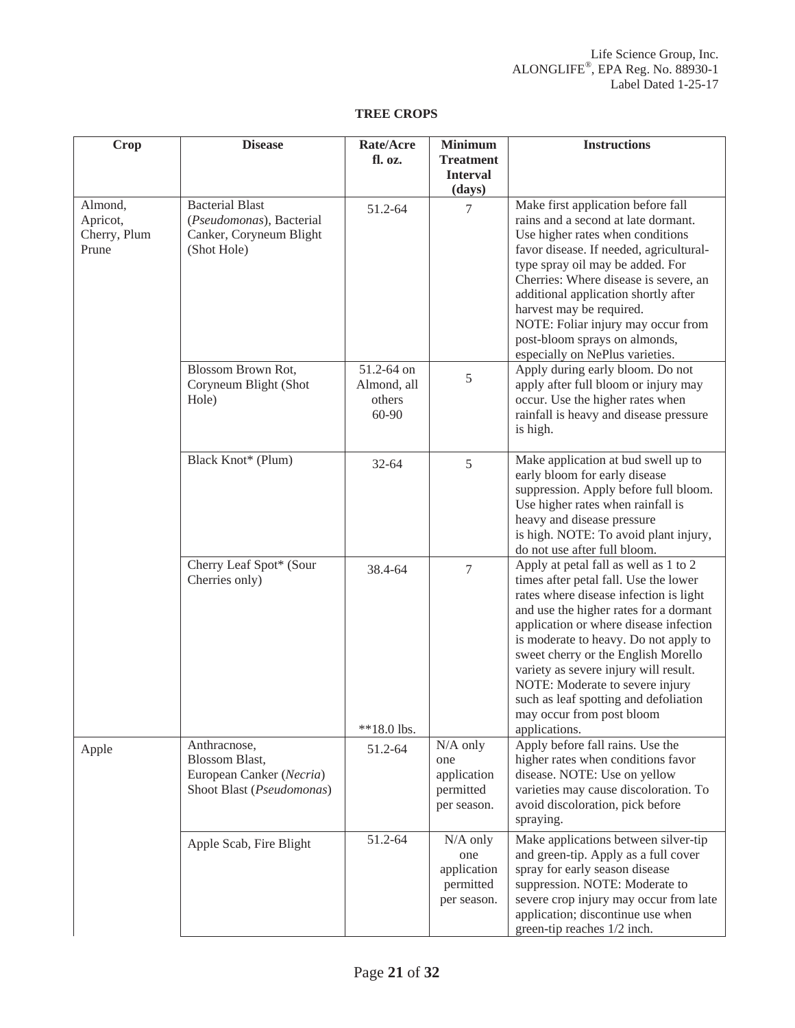## TREE CROPS

| Crop | Disease | Rate/Acre fl. oz. | Minimum Treatment Interval (days) | Instructions |
|---|---|---|---|---|
| Almond, Apricot, Cherry, Plum Prune | Bacterial Blast (*Pseudomonas*), Bacterial Canker, Coryneum Blight (Shot Hole) | 51.2-64 | 7 | Make first application before fall rains and a second at late dormant. Use higher rates when conditions favor disease. If needed, agricultural-type spray oil may be added. For Cherries: Where disease is severe, an additional application shortly after harvest may be required. NOTE: Foliar injury may occur from post-bloom sprays on almonds, especially on NePlus varieties. |
| | Blossom Brown Rot, Coryneum Blight (Shot Hole) | 51.2-64 on Almond, all others 60-90 | 5 | Apply during early bloom. Do not apply after full bloom or injury may occur. Use the higher rates when rainfall is heavy and disease pressure is high. |
| | Black Knot* (Plum) | 32-64 | 5 | Make application at bud swell up to early bloom for early disease suppression. Apply before full bloom. Use higher rates when rainfall is heavy and disease pressure is high. NOTE: To avoid plant injury, do not use after full bloom. |
| | Cherry Leaf Spot* (Sour Cherries only) | 38.4-64 **18.0 lbs. | 7 | Apply at petal fall as well as 1 to 2 times after petal fall. Use the lower rates where disease infection is light and use the higher rates for a dormant application or where disease infection is moderate to heavy. Do not apply to sweet cherry or the English Morello variety as severe injury will result. NOTE: Moderate to severe injury such as leaf spotting and defoliation may occur from post bloom applications. |
| Apple | Anthracnose, Blossom Blast, European Canker (*Necria*) Shoot Blast (*Pseudomonas*) | 51.2-64 | N/A only one application permitted per season. | Apply before fall rains. Use the higher rates when conditions favor disease. NOTE: Use on yellow varieties may cause discoloration. To avoid discoloration, pick before spraying. |
| | Apple Scab, Fire Blight | 51.2-64 | N/A only one application permitted per season. | Make applications between silver-tip and green-tip. Apply as a full cover spray for early season disease suppression. NOTE: Moderate to severe crop injury may occur from late application; discontinue use when green-tip reaches 1/2 inch. |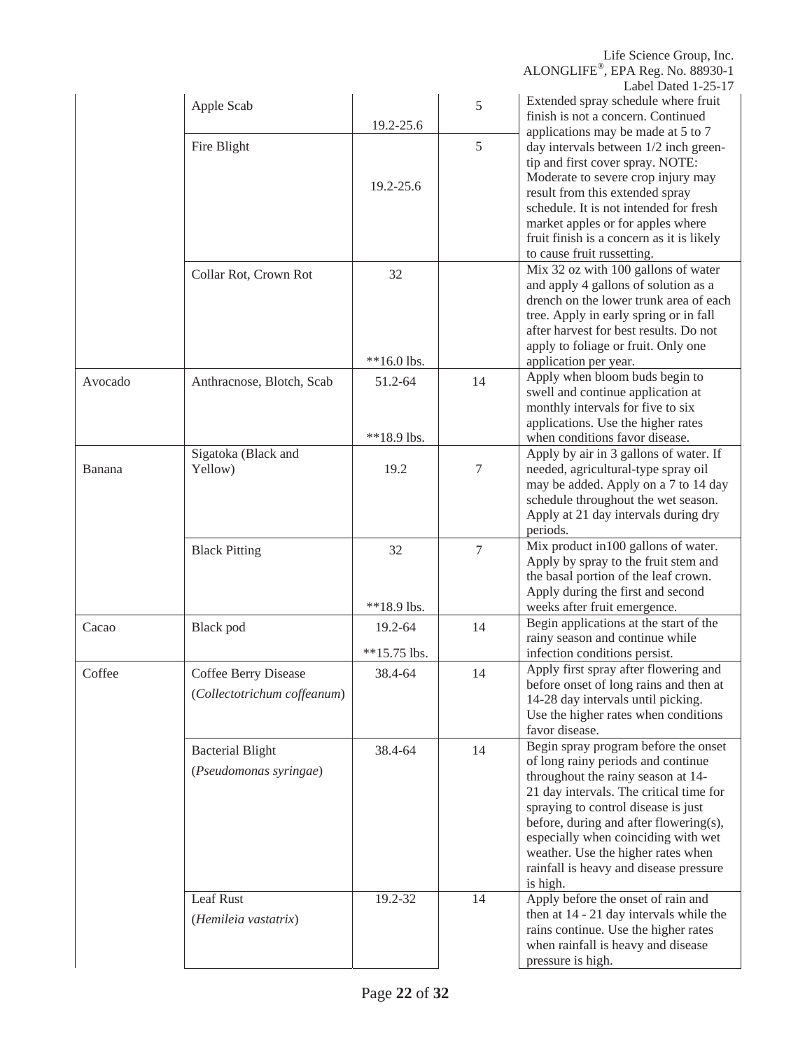| | Apple Scab | 19.2-25.6 | 5 | Extended spray schedule where fruit finish is not a concern. Continued applications may be made at 5 to 7 day intervals between 1/2 inch green-tip and first cover spray. NOTE: Moderate to severe crop injury may result from this extended spray schedule. It is not intended for fresh market apples or for apples where fruit finish is a concern as it is likely to cause fruit russetting. |
|---|---|---|---|---|
| | Fire Blight | 19.2-25.6 | 5 | |
| | Collar Rot, Crown Rot | 32<br><br>**16.0 lbs. | | Mix 32 oz with 100 gallons of water and apply 4 gallons of solution as a drench on the lower trunk area of each tree. Apply in early spring or in fall after harvest for best results. Do not apply to foliage or fruit. Only one application per year. |
| Avocado | Anthracnose, Blotch, Scab | 51.2-64<br><br>**18.9 lbs. | 14 | Apply when bloom buds begin to swell and continue application at monthly intervals for five to six applications. Use the higher rates when conditions favor disease. |
| Banana | Sigatoka (Black and Yellow) | 19.2 | 7 | Apply by air in 3 gallons of water. If needed, agricultural-type spray oil may be added. Apply on a 7 to 14 day schedule throughout the wet season. Apply at 21 day intervals during dry periods. |
| | Black Pitting | 32<br><br>**18.9 lbs. | 7 | Mix product in100 gallons of water. Apply by spray to the fruit stem and the basal portion of the leaf crown. Apply during the first and second weeks after fruit emergence. |
| Cacao | Black pod | 19.2-64<br><br>**15.75 lbs. | 14 | Begin applications at the start of the rainy season and continue while infection conditions persist. |
| Coffee | Coffee Berry Disease (*Collectotrichum coffeanum*) | 38.4-64 | 14 | Apply first spray after flowering and before onset of long rains and then at 14-28 day intervals until picking. Use the higher rates when conditions favor disease. |
| | Bacterial Blight (*Pseudomonas syringae*) | 38.4-64 | 14 | Begin spray program before the onset of long rainy periods and continue throughout the rainy season at 14-21 day intervals. The critical time for spraying to control disease is just before, during and after flowering(s), especially when coinciding with wet weather. Use the higher rates when rainfall is heavy and disease pressure is high. |
| | Leaf Rust (*Hemileia vastatrix*) | 19.2-32 | 14 | Apply before the onset of rain and then at 14 - 21 day intervals while the rains continue. Use the higher rates when rainfall is heavy and disease pressure is high. |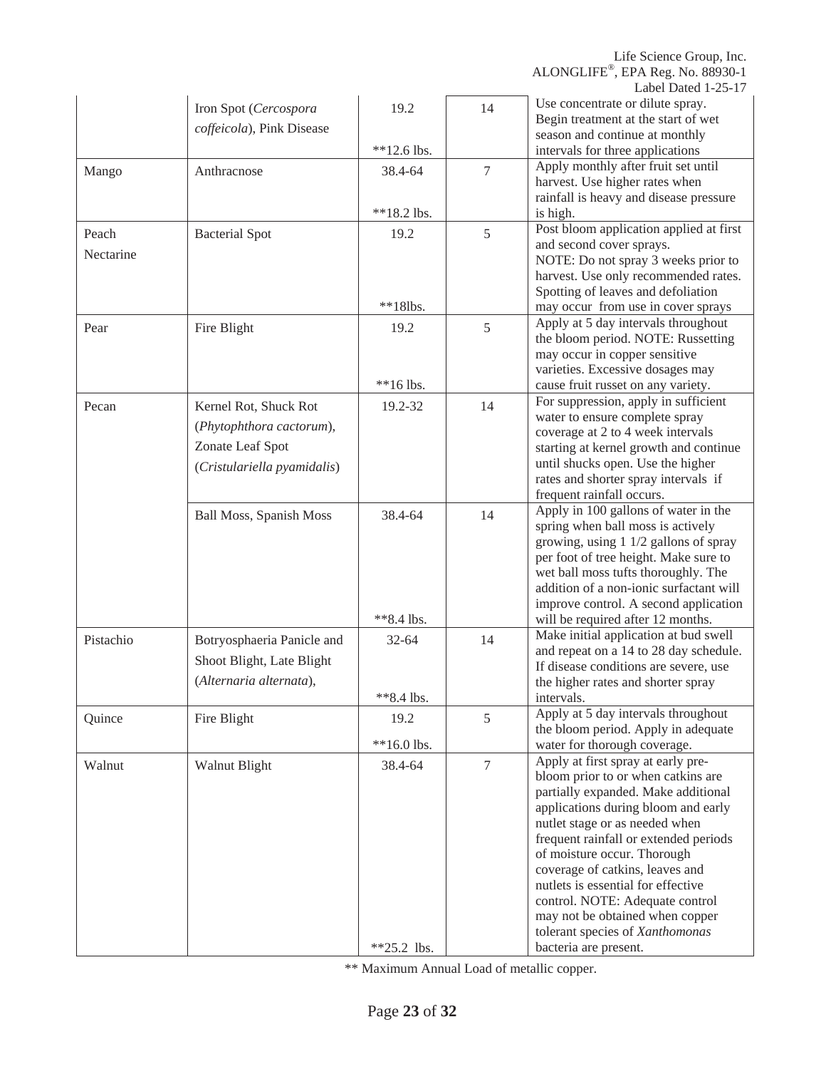|  | Iron Spot (*Cercospora coffeicola*), Pink Disease | 19.2<br>**12.6 lbs. | 14 | Use concentrate or dilute spray. Begin treatment at the start of wet season and continue at monthly intervals for three applications |
|---|---|---|---|---|
| Mango | Anthracnose | 38.4-64<br>**18.2 lbs. | 7 | Apply monthly after fruit set until harvest. Use higher rates when rainfall is heavy and disease pressure is high. |
| Peach<br>Nectarine | Bacterial Spot | 19.2<br>**18lbs. | 5 | Post bloom application applied at first and second cover sprays.<br>NOTE: Do not spray 3 weeks prior to harvest. Use only recommended rates. Spotting of leaves and defoliation may occur from use in cover sprays |
| Pear | Fire Blight | 19.2<br>**16 lbs. | 5 | Apply at 5 day intervals throughout the bloom period. NOTE: Russetting may occur in copper sensitive varieties. Excessive dosages may cause fruit russet on any variety. |
| Pecan | Kernel Rot, Shuck Rot (*Phytophthora cactorum*), Zonate Leaf Spot (*Cristulariella pyamidalis*) | 19.2-32 | 14 | For suppression, apply in sufficient water to ensure complete spray coverage at 2 to 4 week intervals starting at kernel growth and continue until shucks open. Use the higher rates and shorter spray intervals if frequent rainfall occurs. |
|  | Ball Moss, Spanish Moss | 38.4-64<br>**8.4 lbs. | 14 | Apply in 100 gallons of water in the spring when ball moss is actively growing, using 1 1/2 gallons of spray per foot of tree height. Make sure to wet ball moss tufts thoroughly. The addition of a non-ionic surfactant will improve control. A second application will be required after 12 months. |
| Pistachio | Botryosphaeria Panicle and Shoot Blight, Late Blight (*Alternaria alternata*), | 32-64<br>**8.4 lbs. | 14 | Make initial application at bud swell and repeat on a 14 to 28 day schedule. If disease conditions are severe, use the higher rates and shorter spray intervals. |
| Quince | Fire Blight | 19.2<br>**16.0 lbs. | 5 | Apply at 5 day intervals throughout the bloom period. Apply in adequate water for thorough coverage. |
| Walnut | Walnut Blight | 38.4-64<br>**25.2 lbs. | 7 | Apply at first spray at early pre-bloom prior to or when catkins are partially expanded. Make additional applications during bloom and early nutlet stage or as needed when frequent rainfall or extended periods of moisture occur. Thorough coverage of catkins, leaves and nutlets is essential for effective control. NOTE: Adequate control may not be obtained when copper tolerant species of *Xanthomonas* bacteria are present. |

** Maximum Annual Load of metallic copper.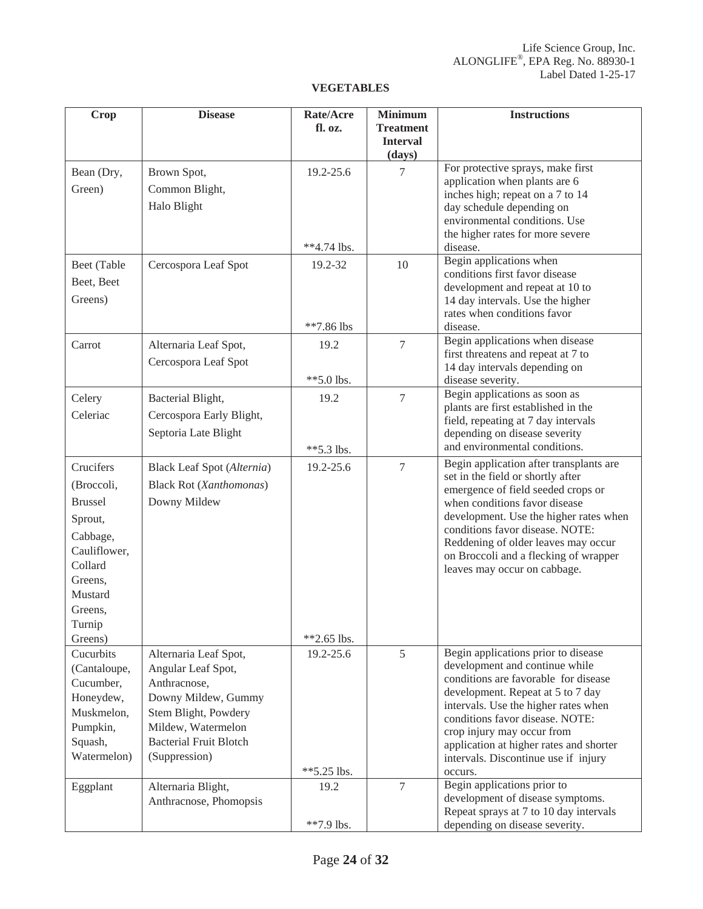## VEGETABLES

| Crop | Disease | Rate/Acre fl. oz. | Minimum Treatment Interval (days) | Instructions |
|---|---|---|---|---|
| Bean (Dry, Green) | Brown Spot, Common Blight, Halo Blight | 19.2-25.6<br><br>**4.74 lbs. | 7 | For protective sprays, make first application when plants are 6 inches high; repeat on a 7 to 14 day schedule depending on environmental conditions. Use the higher rates for more severe disease. |
| Beet (Table Beet, Beet Greens) | Cercospora Leaf Spot | 19.2-32<br><br>**7.86 lbs | 10 | Begin applications when conditions first favor disease development and repeat at 10 to 14 day intervals. Use the higher rates when conditions favor disease. |
| Carrot | Alternaria Leaf Spot, Cercospora Leaf Spot | 19.2<br><br>**5.0 lbs. | 7 | Begin applications when disease first threatens and repeat at 7 to 14 day intervals depending on disease severity. |
| Celery Celeriac | Bacterial Blight, Cercospora Early Blight, Septoria Late Blight | 19.2<br><br>**5.3 lbs. | 7 | Begin applications as soon as plants are first established in the field, repeating at 7 day intervals depending on disease severity and environmental conditions. |
| Crucifers (Broccoli, Brussel Sprout, Cabbage, Cauliflower, Collard Greens, Mustard Greens, Turnip Greens) | Black Leaf Spot (*Alternia*) Black Rot (*Xanthomonas*) Downy Mildew | 19.2-25.6<br><br>**2.65 lbs. | 7 | Begin application after transplants are set in the field or shortly after emergence of field seeded crops or when conditions favor disease development. Use the higher rates when conditions favor disease. NOTE: Reddening of older leaves may occur on Broccoli and a flecking of wrapper leaves may occur on cabbage. |
| Cucurbits (Cantaloupe, Cucumber, Honeydew, Muskmelon, Pumpkin, Squash, Watermelon) | Alternaria Leaf Spot, Angular Leaf Spot, Anthracnose, Downy Mildew, Gummy Stem Blight, Powdery Mildew, Watermelon Bacterial Fruit Blotch (Suppression) | 19.2-25.6<br><br>**5.25 lbs. | 5 | Begin applications prior to disease development and continue while conditions are favorable for disease development. Repeat at 5 to 7 day intervals. Use the higher rates when conditions favor disease. NOTE: crop injury may occur from application at higher rates and shorter intervals. Discontinue use if injury occurs. |
| Eggplant | Alternaria Blight, Anthracnose, Phomopsis | 19.2<br><br>**7.9 lbs. | 7 | Begin applications prior to development of disease symptoms. Repeat sprays at 7 to 10 day intervals depending on disease severity. |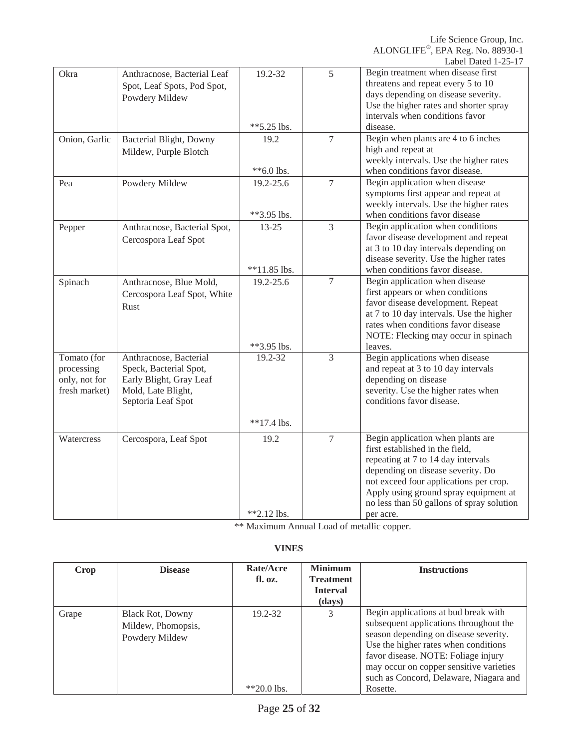| Okra | Anthracnose, Bacterial Leaf Spot, Leaf Spots, Pod Spot, Powdery Mildew | 19.2-32<br><br>**5.25 lbs. | 5 | Begin treatment when disease first threatens and repeat every 5 to 10 days depending on disease severity. Use the higher rates and shorter spray intervals when conditions favor disease. |
|---|---|---|---|---|
| Onion, Garlic | Bacterial Blight, Downy Mildew, Purple Blotch | 19.2<br><br>**6.0 lbs. | 7 | Begin when plants are 4 to 6 inches high and repeat at weekly intervals. Use the higher rates when conditions favor disease. |
| Pea | Powdery Mildew | 19.2-25.6<br><br>**3.95 lbs. | 7 | Begin application when disease symptoms first appear and repeat at weekly intervals. Use the higher rates when conditions favor disease |
| Pepper | Anthracnose, Bacterial Spot, Cercospora Leaf Spot | 13-25<br><br>**11.85 lbs. | 3 | Begin application when conditions favor disease development and repeat at 3 to 10 day intervals depending on disease severity. Use the higher rates when conditions favor disease. |
| Spinach | Anthracnose, Blue Mold, Cercospora Leaf Spot, White Rust | 19.2-25.6<br><br>**3.95 lbs. | 7 | Begin application when disease first appears or when conditions favor disease development. Repeat at 7 to 10 day intervals. Use the higher rates when conditions favor disease NOTE: Flecking may occur in spinach leaves. |
| Tomato (for processing only, not for fresh market) | Anthracnose, Bacterial Speck, Bacterial Spot, Early Blight, Gray Leaf Mold, Late Blight, Septoria Leaf Spot | 19.2-32<br><br>**17.4 lbs. | 3 | Begin applications when disease and repeat at 3 to 10 day intervals depending on disease severity. Use the higher rates when conditions favor disease. |
| Watercress | Cercospora, Leaf Spot | 19.2<br><br>**2.12 lbs. | 7 | Begin application when plants are first established in the field, repeating at 7 to 14 day intervals depending on disease severity. Do not exceed four applications per crop. Apply using ground spray equipment at no less than 50 gallons of spray solution per acre. |

** Maximum Annual Load of metallic copper.

**VINES**

| Crop | Disease | Rate/Acre fl. oz. | Minimum Treatment Interval (days) | Instructions |
|---|---|---|---|---|
| Grape | Black Rot, Downy Mildew, Phomopsis, Powdery Mildew | 19.2-32<br><br>**20.0 lbs. | 3 | Begin applications at bud break with subsequent applications throughout the season depending on disease severity. Use the higher rates when conditions favor disease. NOTE: Foliage injury may occur on copper sensitive varieties such as Concord, Delaware, Niagara and Rosette. |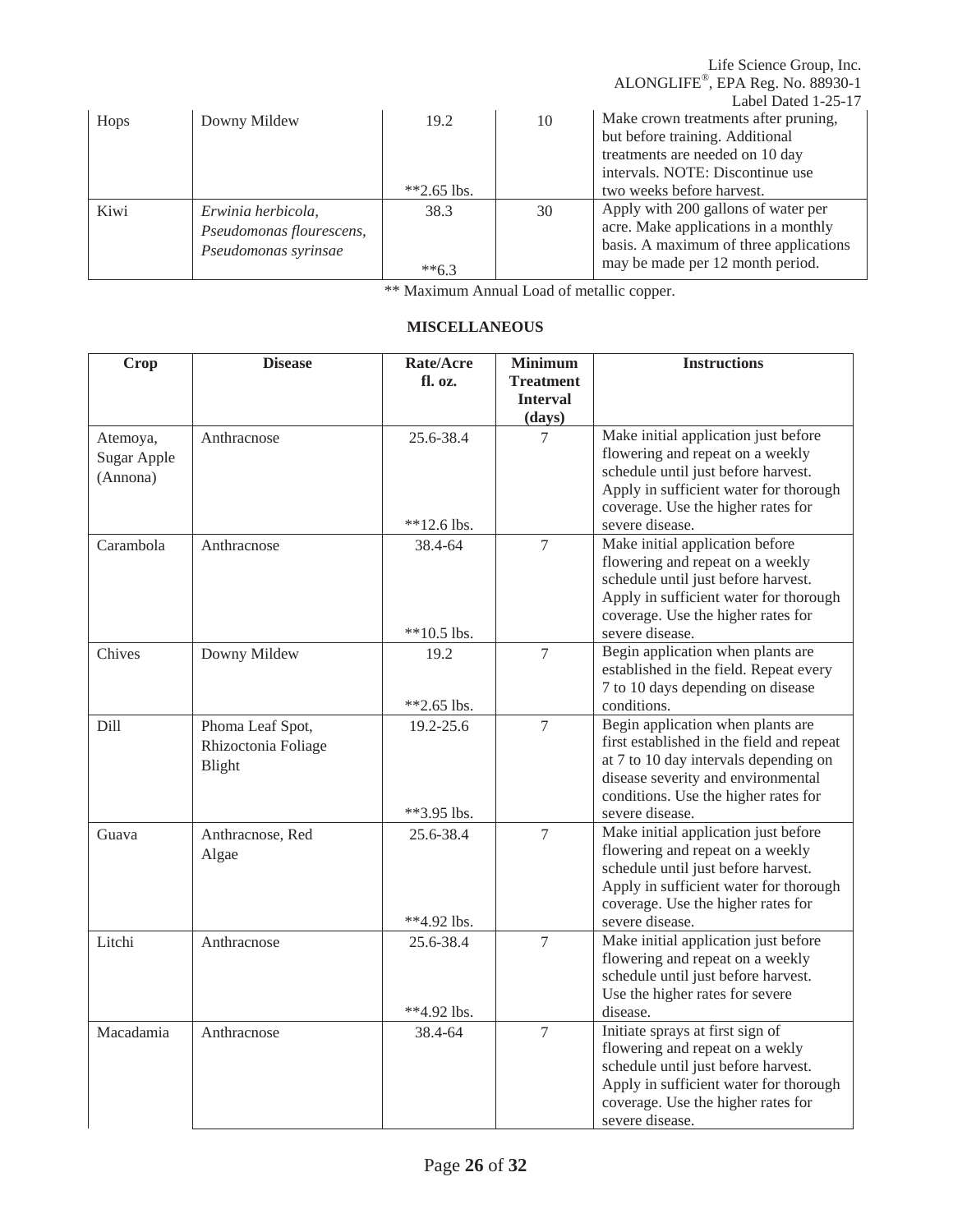| Hops | Downy Mildew | 19.2<br><br>**2.65 lbs. | 10 | Make crown treatments after pruning, but before training. Additional treatments are needed on 10 day intervals. NOTE: Discontinue use two weeks before harvest. |
|---|---|---|---|---|
| Kiwi | *Erwinia herbicola, Pseudomonas flourescens, Pseudomonas syrinsae* | 38.3<br><br>**6.3 | 30 | Apply with 200 gallons of water per acre. Make applications in a monthly basis. A maximum of three applications may be made per 12 month period. |

** Maximum Annual Load of metallic copper.

**MISCELLANEOUS**

| Crop | Disease | Rate/Acre fl. oz. | Minimum Treatment Interval (days) | Instructions |
|---|---|---|---|---|
| Atemoya, Sugar Apple (Annona) | Anthracnose | 25.6-38.4<br><br>**12.6 lbs. | 7 | Make initial application just before flowering and repeat on a weekly schedule until just before harvest. Apply in sufficient water for thorough coverage. Use the higher rates for severe disease. |
| Carambola | Anthracnose | 38.4-64<br><br>**10.5 lbs. | 7 | Make initial application before flowering and repeat on a weekly schedule until just before harvest. Apply in sufficient water for thorough coverage. Use the higher rates for severe disease. |
| Chives | Downy Mildew | 19.2<br><br>**2.65 lbs. | 7 | Begin application when plants are established in the field. Repeat every 7 to 10 days depending on disease conditions. |
| Dill | Phoma Leaf Spot, Rhizoctonia Foliage Blight | 19.2-25.6<br><br>**3.95 lbs. | 7 | Begin application when plants are first established in the field and repeat at 7 to 10 day intervals depending on disease severity and environmental conditions. Use the higher rates for severe disease. |
| Guava | Anthracnose, Red Algae | 25.6-38.4<br><br>**4.92 lbs. | 7 | Make initial application just before flowering and repeat on a weekly schedule until just before harvest. Apply in sufficient water for thorough coverage. Use the higher rates for severe disease. |
| Litchi | Anthracnose | 25.6-38.4<br><br>**4.92 lbs. | 7 | Make initial application just before flowering and repeat on a weekly schedule until just before harvest. Use the higher rates for severe disease. |
| Macadamia | Anthracnose | 38.4-64 | 7 | Initiate sprays at first sign of flowering and repeat on a wekly schedule until just before harvest. Apply in sufficient water for thorough coverage. Use the higher rates for severe disease. |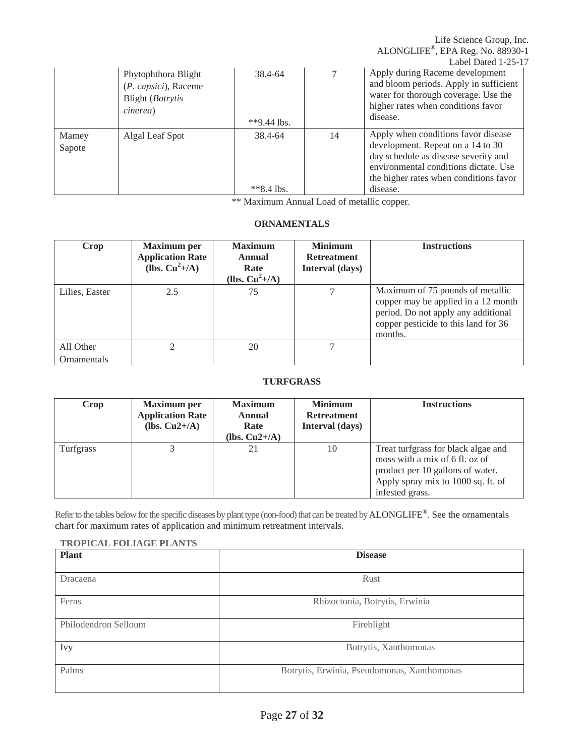| | Phytophthora Blight (*P. capsici*), Raceme Blight (*Botrytis cinerea*) | 38.4-64<br><br>**9.44 lbs. | 7 | Apply during Raceme development and bloom periods. Apply in sufficient water for thorough coverage. Use the higher rates when conditions favor disease. |
|---|---|---|---|---|
| Mamey Sapote | Algal Leaf Spot | 38.4-64<br><br>**8.4 lbs. | 14 | Apply when conditions favor disease development. Repeat on a 14 to 30 day schedule as disease severity and environmental conditions dictate. Use the higher rates when conditions favor disease. |

** Maximum Annual Load of metallic copper.

## ORNAMENTALS

| Crop | Maximum per Application Rate (lbs. $Cu^{2}+$/A) | Maximum Annual Rate (lbs. $Cu^{2}+$/A) | Minimum Retreatment Interval (days) | Instructions |
|---|---|---|---|---|
| Lilies, Easter | 2.5 | 75 | 7 | Maximum of 75 pounds of metallic copper may be applied in a 12 month period. Do not apply any additional copper pesticide to this land for 36 months. |
| All Other Ornamentals | 2 | 20 | 7 | |

## TURFGRASS

| Crop | Maximum per Application Rate (lbs. Cu2+/A) | Maximum Annual Rate (lbs. Cu2+/A) | Minimum Retreatment Interval (days) | Instructions |
|---|---|---|---|---|
| Turfgrass | 3 | 21 | 10 | Treat turfgrass for black algae and moss with a mix of 6 fl. oz of product per 10 gallons of water. Apply spray mix to 1000 sq. ft. of infested grass. |

Refer to the tables below for the specific diseases by plant type (non-food) that can be treated by ALONGLIFE®. See the ornamentals chart for maximum rates of application and minimum retreatment intervals.

**TROPICAL FOLIAGE PLANTS**

| Plant | Disease |
|---|---|
| Dracaena | Rust |
| Ferns | Rhizoctonia, Botrytis, Erwinia |
| Philodendron Selloum | Fireblight |
| Ivy | Botrytis, Xanthomonas |
| Palms | Botrytis, Erwinia, Pseudomonas, Xanthomonas |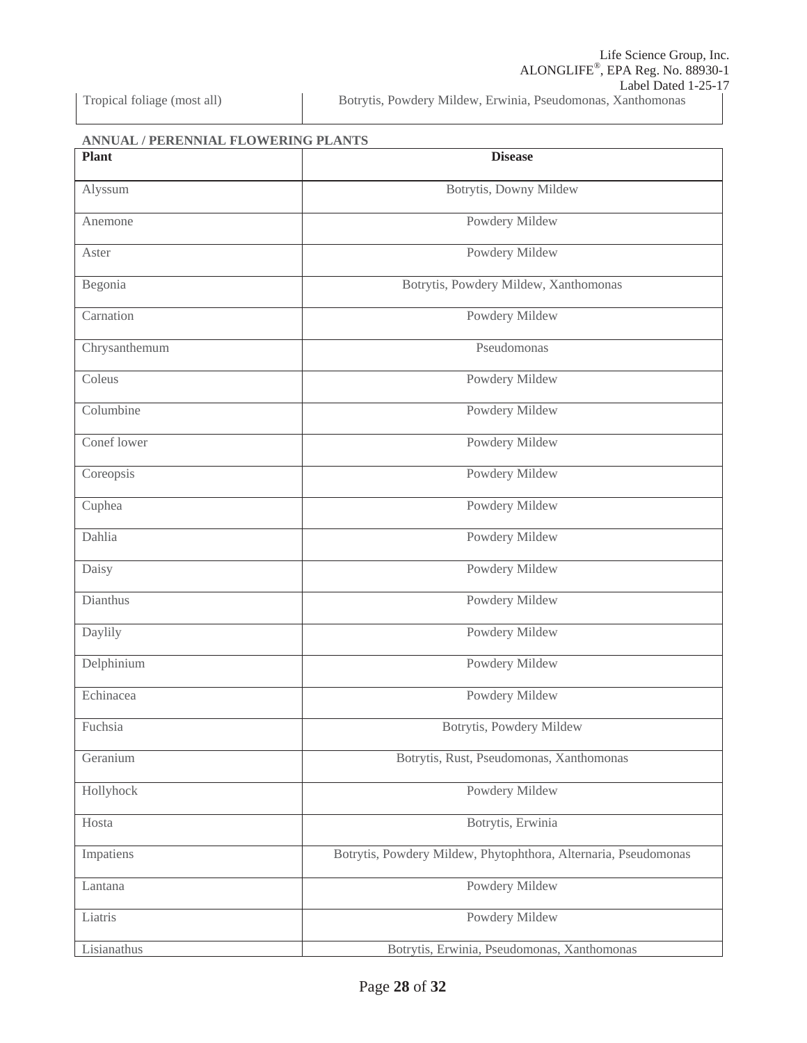| | |
|---|---|
| Tropical foliage (most all) | Botrytis, Powdery Mildew, Erwinia, Pseudomonas, Xanthomonas |

**ANNUAL / PERENNIAL FLOWERING PLANTS**

| Plant | Disease |
|---|---|
| Alyssum | Botrytis, Downy Mildew |
| Anemone | Powdery Mildew |
| Aster | Powdery Mildew |
| Begonia | Botrytis, Powdery Mildew, Xanthomonas |
| Carnation | Powdery Mildew |
| Chrysanthemum | Pseudomonas |
| Coleus | Powdery Mildew |
| Columbine | Powdery Mildew |
| Conef lower | Powdery Mildew |
| Coreopsis | Powdery Mildew |
| Cuphea | Powdery Mildew |
| Dahlia | Powdery Mildew |
| Daisy | Powdery Mildew |
| Dianthus | Powdery Mildew |
| Daylily | Powdery Mildew |
| Delphinium | Powdery Mildew |
| Echinacea | Powdery Mildew |
| Fuchsia | Botrytis, Powdery Mildew |
| Geranium | Botrytis, Rust, Pseudomonas, Xanthomonas |
| Hollyhock | Powdery Mildew |
| Hosta | Botrytis, Erwinia |
| Impatiens | Botrytis, Powdery Mildew, Phytophthora, Alternaria, Pseudomonas |
| Lantana | Powdery Mildew |
| Liatris | Powdery Mildew |
| Lisianathus | Botrytis, Erwinia, Pseudomonas, Xanthomonas |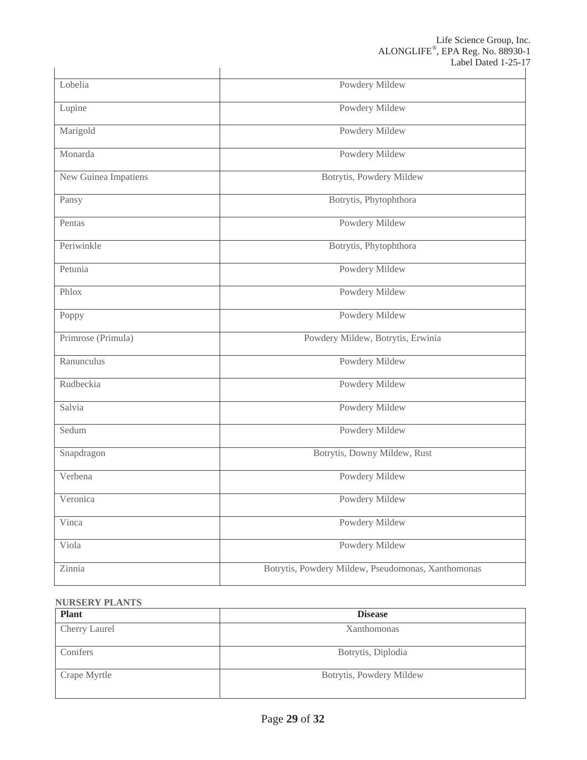| | |
|---|---|
| Lobelia | Powdery Mildew |
| Lupine | Powdery Mildew |
| Marigold | Powdery Mildew |
| Monarda | Powdery Mildew |
| New Guinea Impatiens | Botrytis, Powdery Mildew |
| Pansy | Botrytis, Phytophthora |
| Pentas | Powdery Mildew |
| Periwinkle | Botrytis, Phytophthora |
| Petunia | Powdery Mildew |
| Phlox | Powdery Mildew |
| Poppy | Powdery Mildew |
| Primrose (Primula) | Powdery Mildew, Botrytis, Erwinia |
| Ranunculus | Powdery Mildew |
| Rudbeckia | Powdery Mildew |
| Salvia | Powdery Mildew |
| Sedum | Powdery Mildew |
| Snapdragon | Botrytis, Downy Mildew, Rust |
| Verbena | Powdery Mildew |
| Veronica | Powdery Mildew |
| Vinca | Powdery Mildew |
| Viola | Powdery Mildew |
| Zinnia | Botrytis, Powdery Mildew, Pseudomonas, Xanthomonas |

**NURSERY PLANTS**

| Plant | Disease |
|---|---|
| Cherry Laurel | Xanthomonas |
| Conifers | Botrytis, Diplodia |
| Crape Myrtle | Botrytis, Powdery Mildew |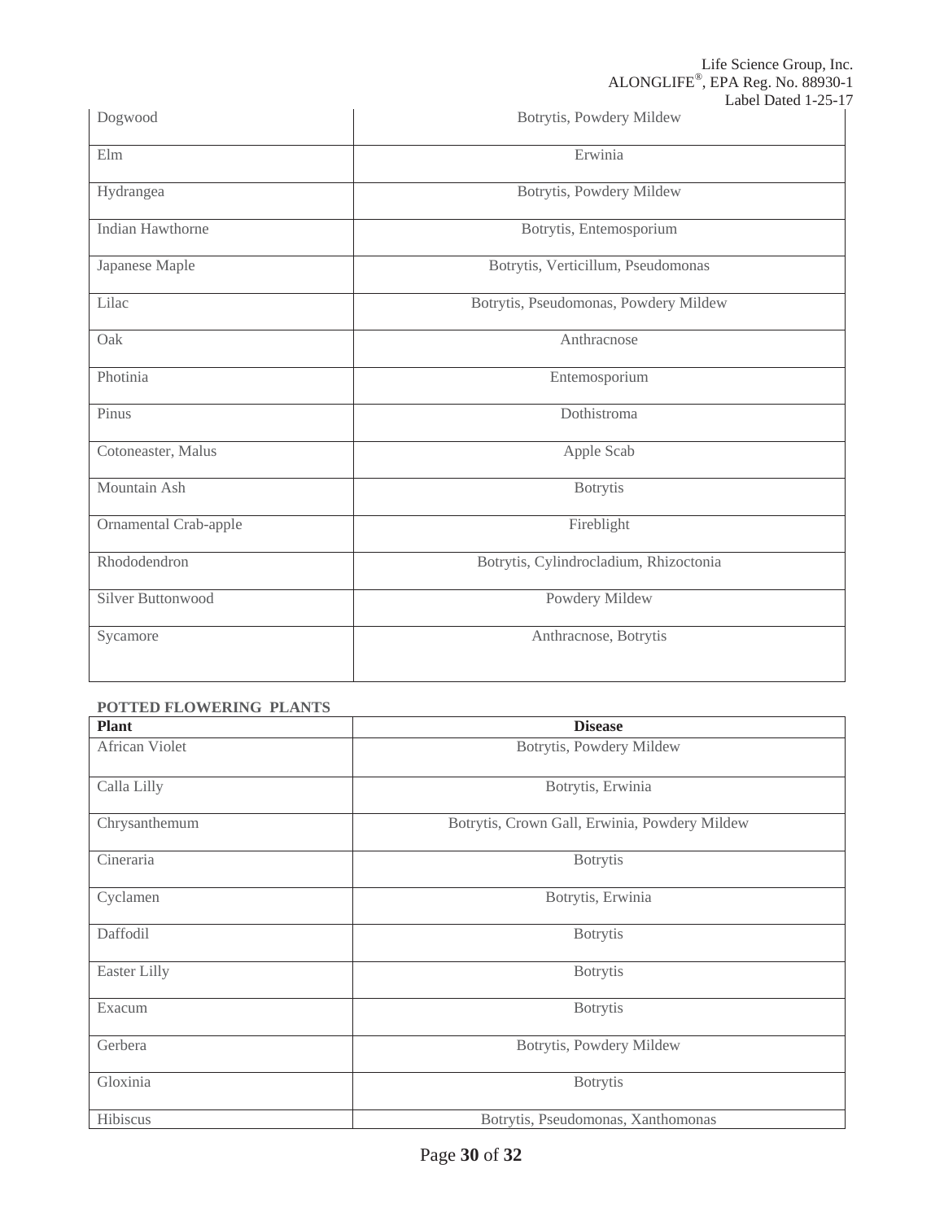| | |
|---|---|
| Dogwood | Botrytis, Powdery Mildew |
| Elm | Erwinia |
| Hydrangea | Botrytis, Powdery Mildew |
| Indian Hawthorne | Botrytis, Entemosporium |
| Japanese Maple | Botrytis, Verticillum, Pseudomonas |
| Lilac | Botrytis, Pseudomonas, Powdery Mildew |
| Oak | Anthracnose |
| Photinia | Entemosporium |
| Pinus | Dothistroma |
| Cotoneaster, Malus | Apple Scab |
| Mountain Ash | Botrytis |
| Ornamental Crab-apple | Fireblight |
| Rhododendron | Botrytis, Cylindrocladium, Rhizoctonia |
| Silver Buttonwood | Powdery Mildew |
| Sycamore | Anthracnose, Botrytis |

**POTTED FLOWERING PLANTS**

| Plant | Disease |
|---|---|
| African Violet | Botrytis, Powdery Mildew |
| Calla Lilly | Botrytis, Erwinia |
| Chrysanthemum | Botrytis, Crown Gall, Erwinia, Powdery Mildew |
| Cineraria | Botrytis |
| Cyclamen | Botrytis, Erwinia |
| Daffodil | Botrytis |
| Easter Lilly | Botrytis |
| Exacum | Botrytis |
| Gerbera | Botrytis, Powdery Mildew |
| Gloxinia | Botrytis |
| Hibiscus | Botrytis, Pseudomonas, Xanthomonas |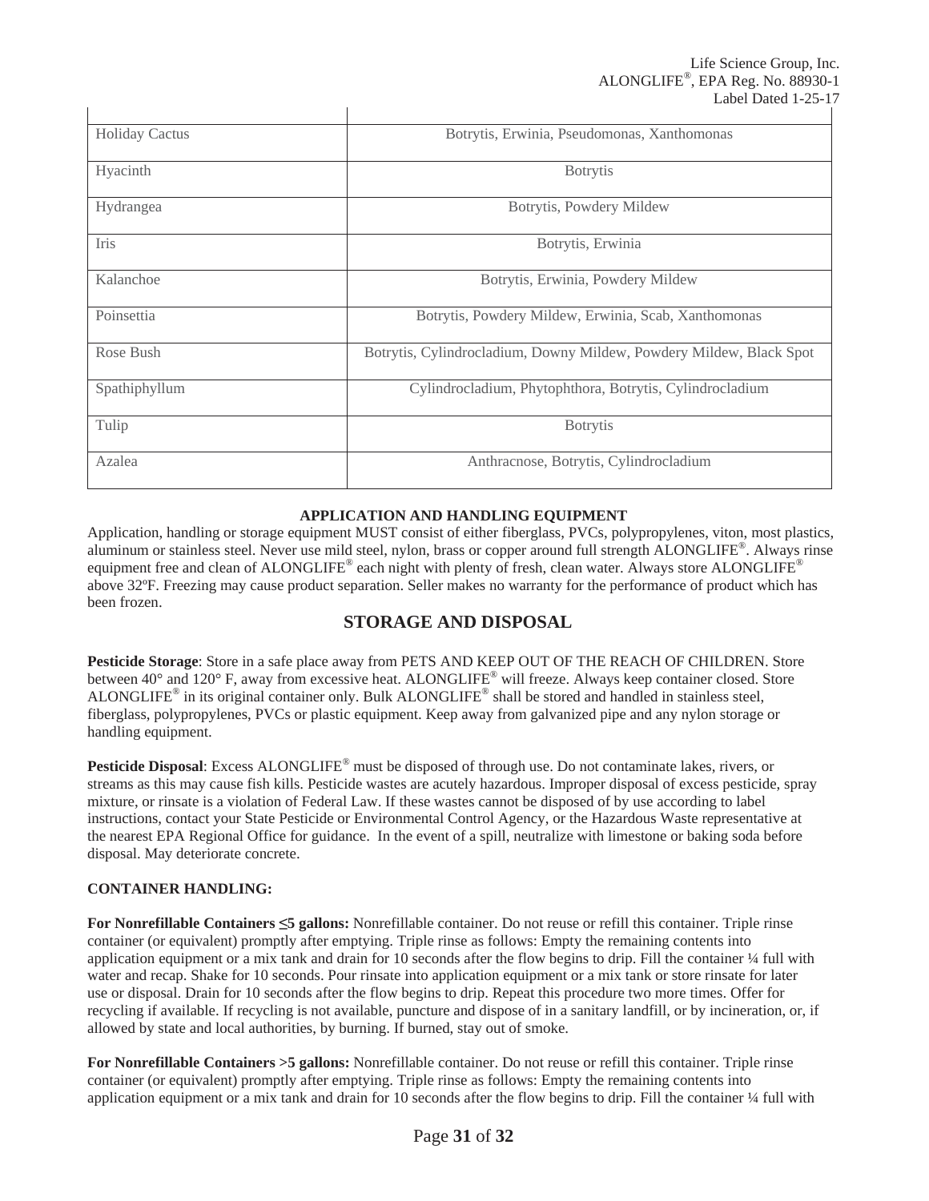| Holiday Cactus | Botrytis, Erwinia, Pseudomonas, Xanthomonas |
|---|---|
| Hyacinth | Botrytis |
| Hydrangea | Botrytis, Powdery Mildew |
| Iris | Botrytis, Erwinia |
| Kalanchoe | Botrytis, Erwinia, Powdery Mildew |
| Poinsettia | Botrytis, Powdery Mildew, Erwinia, Scab, Xanthomonas |
| Rose Bush | Botrytis, Cylindrocladium, Downy Mildew, Powdery Mildew, Black Spot |
| Spathiphyllum | Cylindrocladium, Phytophthora, Botrytis, Cylindrocladium |
| Tulip | Botrytis |
| Azalea | Anthracnose, Botrytis, Cylindrocladium |

**APPLICATION AND HANDLING EQUIPMENT**

Application, handling or storage equipment MUST consist of either fiberglass, PVCs, polypropylenes, viton, most plastics, aluminum or stainless steel. Never use mild steel, nylon, brass or copper around full strength ALONGLIFE®. Always rinse equipment free and clean of ALONGLIFE® each night with plenty of fresh, clean water. Always store ALONGLIFE® above 32ºF. Freezing may cause product separation. Seller makes no warranty for the performance of product which has been frozen.

## STORAGE AND DISPOSAL

**Pesticide Storage**: Store in a safe place away from PETS AND KEEP OUT OF THE REACH OF CHILDREN. Store between 40° and 120° F, away from excessive heat. ALONGLIFE® will freeze. Always keep container closed. Store ALONGLIFE® in its original container only. Bulk ALONGLIFE® shall be stored and handled in stainless steel, fiberglass, polypropylenes, PVCs or plastic equipment. Keep away from galvanized pipe and any nylon storage or handling equipment.

**Pesticide Disposal**: Excess ALONGLIFE® must be disposed of through use. Do not contaminate lakes, rivers, or streams as this may cause fish kills. Pesticide wastes are acutely hazardous. Improper disposal of excess pesticide, spray mixture, or rinsate is a violation of Federal Law. If these wastes cannot be disposed of by use according to label instructions, contact your State Pesticide or Environmental Control Agency, or the Hazardous Waste representative at the nearest EPA Regional Office for guidance. In the event of a spill, neutralize with limestone or baking soda before disposal. May deteriorate concrete.

**CONTAINER HANDLING:**

**For Nonrefillable Containers ≤5 gallons:** Nonrefillable container. Do not reuse or refill this container. Triple rinse container (or equivalent) promptly after emptying. Triple rinse as follows: Empty the remaining contents into application equipment or a mix tank and drain for 10 seconds after the flow begins to drip. Fill the container ¼ full with water and recap. Shake for 10 seconds. Pour rinsate into application equipment or a mix tank or store rinsate for later use or disposal. Drain for 10 seconds after the flow begins to drip. Repeat this procedure two more times. Offer for recycling if available. If recycling is not available, puncture and dispose of in a sanitary landfill, or by incineration, or, if allowed by state and local authorities, by burning. If burned, stay out of smoke.

**For Nonrefillable Containers >5 gallons:** Nonrefillable container. Do not reuse or refill this container. Triple rinse container (or equivalent) promptly after emptying. Triple rinse as follows: Empty the remaining contents into application equipment or a mix tank and drain for 10 seconds after the flow begins to drip. Fill the container ¼ full with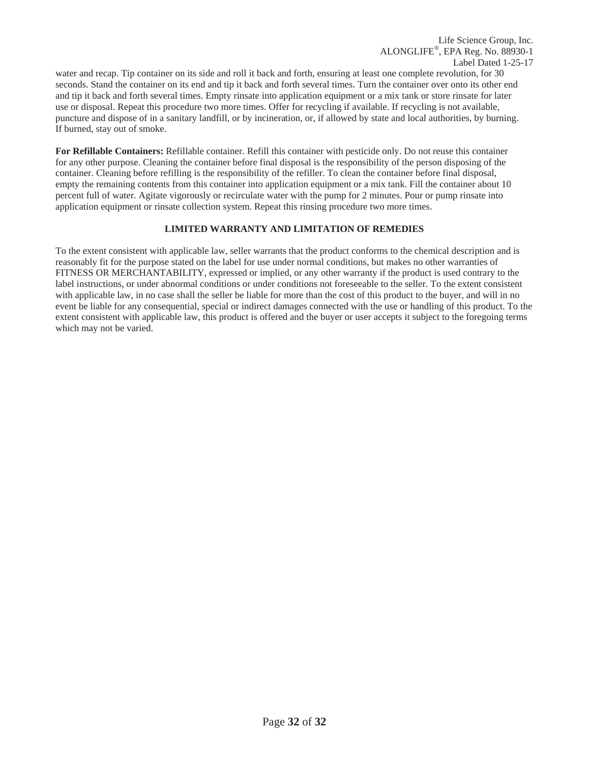water and recap. Tip container on its side and roll it back and forth, ensuring at least one complete revolution, for 30 seconds. Stand the container on its end and tip it back and forth several times. Turn the container over onto its other end and tip it back and forth several times. Empty rinsate into application equipment or a mix tank or store rinsate for later use or disposal. Repeat this procedure two more times. Offer for recycling if available. If recycling is not available, puncture and dispose of in a sanitary landfill, or by incineration, or, if allowed by state and local authorities, by burning. If burned, stay out of smoke.

**For Refillable Containers:** Refillable container. Refill this container with pesticide only. Do not reuse this container for any other purpose. Cleaning the container before final disposal is the responsibility of the person disposing of the container. Cleaning before refilling is the responsibility of the refiller. To clean the container before final disposal, empty the remaining contents from this container into application equipment or a mix tank. Fill the container about 10 percent full of water. Agitate vigorously or recirculate water with the pump for 2 minutes. Pour or pump rinsate into application equipment or rinsate collection system. Repeat this rinsing procedure two more times.

## LIMITED WARRANTY AND LIMITATION OF REMEDIES

To the extent consistent with applicable law, seller warrants that the product conforms to the chemical description and is reasonably fit for the purpose stated on the label for use under normal conditions, but makes no other warranties of FITNESS OR MERCHANTABILITY, expressed or implied, or any other warranty if the product is used contrary to the label instructions, or under abnormal conditions or under conditions not foreseeable to the seller. To the extent consistent with applicable law, in no case shall the seller be liable for more than the cost of this product to the buyer, and will in no event be liable for any consequential, special or indirect damages connected with the use or handling of this product. To the extent consistent with applicable law, this product is offered and the buyer or user accepts it subject to the foregoing terms which may not be varied.